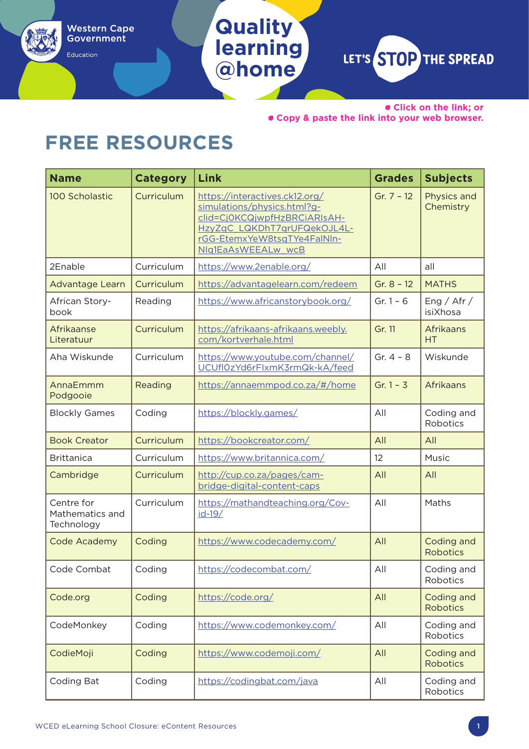Western Cape Government

Education

# Quality learning @home

LET'S STOP THE SPREAD

- Click on the link; or
- Copy & paste the link into your web browser.

## FREE RESOURCES

| Name | Category | Link | Grades | Subjects |
|---|---|---|---|---|
| 100 Scholastic | Curriculum | https://interactives.ck12.org/simulations/physics.html?gclid=Cj0KCQjwpfHzBRCiARIsAH-HzyZqC_LQKDhT7qrUFQekOJL4L-rGG-EtemxYeW8tsqTYe4FalNln-NIq1EaAsWEEALw_wcB | Gr. 7 – 12 | Physics and Chemistry |
| 2Enable | Curriculum | https://www.2enable.org/ | All | all |
| Advantage Learn | Curriculum | https://advantagelearn.com/redeem | Gr. 8 – 12 | MATHS |
| African Story-book | Reading | https://www.africanstorybook.org/ | Gr. 1 – 6 | Eng / Afr / isiXhosa |
| Afrikaanse Literatuur | Curriculum | https://afrikaans-afrikaans.weebly.com/kortverhale.html | Gr. 11 | Afrikaans HT |
| Aha Wiskunde | Curriculum | https://www.youtube.com/channel/UCUfl0zYd6rFlxmK3rmQk-kA/feed | Gr. 4 – 8 | Wiskunde |
| AnnaEmmm Podgooie | Reading | https://annaemmpod.co.za/#/home | Gr. 1 – 3 | Afrikaans |
| Blockly Games | Coding | https://blockly.games/ | All | Coding and Robotics |
| Book Creator | Curriculum | https://bookcreator.com/ | All | All |
| Brittanica | Curriculum | https://www.britannica.com/ | 12 | Music |
| Cambridge | Curriculum | http://cup.co.za/pages/cambridge-digital-content-caps | All | All |
| Centre for Mathematics and Technology | Curriculum | https://mathandteaching.org/Covid-19/ | All | Maths |
| Code Academy | Coding | https://www.codecademy.com/ | All | Coding and Robotics |
| Code Combat | Coding | https://codecombat.com/ | All | Coding and Robotics |
| Code.org | Coding | https://code.org/ | All | Coding and Robotics |
| CodeMonkey | Coding | https://www.codemonkey.com/ | All | Coding and Robotics |
| CodieMoji | Coding | https://www.codemoji.com/ | All | Coding and Robotics |
| Coding Bat | Coding | https://codingbat.com/java | All | Coding and Robotics |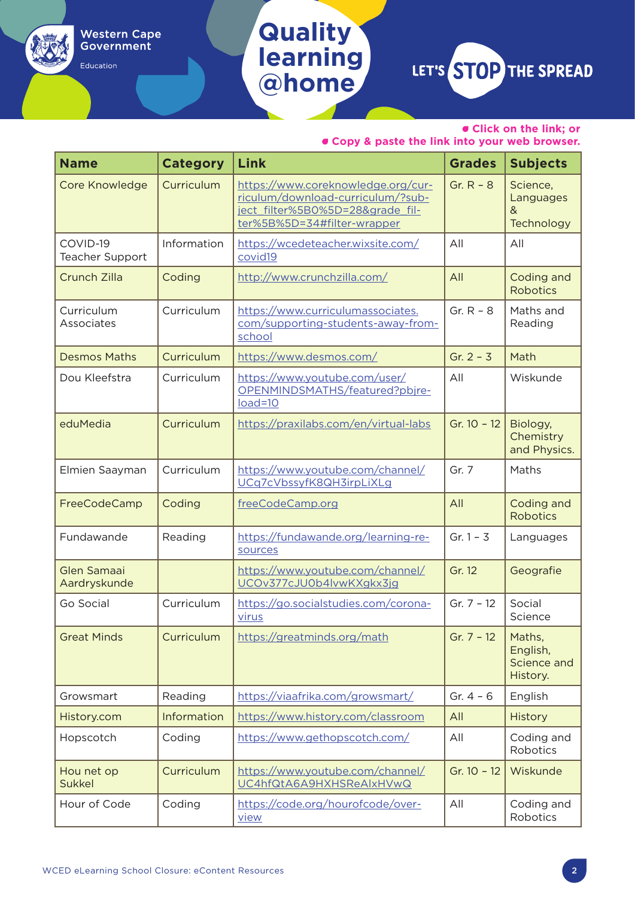- Click on the link; or
- Copy & paste the link into your web browser.

| Name | Category | Link | Grades | Subjects |
|---|---|---|---|---|
| Core Knowledge | Curriculum | https://www.coreknowledge.org/curriculum/download-curriculum/?subject_filter%5B0%5D=28&grade_filter%5B%5D=34#filter-wrapper | Gr. R - 8 | Science, Languages & Technology |
| COVID-19 Teacher Support | Information | https://wcedeteacher.wixsite.com/covid19 | All | All |
| Crunch Zilla | Coding | http://www.crunchzilla.com/ | All | Coding and Robotics |
| Curriculum Associates | Curriculum | https://www.curriculumassociates.com/supporting-students-away-from-school | Gr. R - 8 | Maths and Reading |
| Desmos Maths | Curriculum | https://www.desmos.com/ | Gr. 2 - 3 | Math |
| Dou Kleefstra | Curriculum | https://www.youtube.com/user/OPENMINDSMATHS/featured?pbjreload=10 | All | Wiskunde |
| eduMedia | Curriculum | https://praxilabs.com/en/virtual-labs | Gr. 10 - 12 | Biology, Chemistry and Physics. |
| Elmien Saayman | Curriculum | https://www.youtube.com/channel/UCq7cVbssyfK8QH3irpLiXLg | Gr. 7 | Maths |
| FreeCodeCamp | Coding | freeCodeCamp.org | All | Coding and Robotics |
| Fundawande | Reading | https://fundawande.org/learning-resources | Gr. 1 - 3 | Languages |
| Glen Samaai Aardryskunde | | https://www.youtube.com/channel/UCOv377cJU0b4lvwKXgkx3jg | Gr. 12 | Geografie |
| Go Social | Curriculum | https://go.socialstudies.com/corona-virus | Gr. 7 - 12 | Social Science |
| Great Minds | Curriculum | https://greatminds.org/math | Gr. 7 - 12 | Maths, English, Science and History. |
| Growsmart | Reading | https://viaafrika.com/growsmart/ | Gr. 4 - 6 | English |
| History.com | Information | https://www.history.com/classroom | All | History |
| Hopscotch | Coding | https://www.gethopscotch.com/ | All | Coding and Robotics |
| Hou net op Sukkel | Curriculum | https://www.youtube.com/channel/UC4hfQtA6A9HXHSReAlxHVwQ | Gr. 10 - 12 | Wiskunde |
| Hour of Code | Coding | https://code.org/hourofcode/overview | All | Coding and Robotics |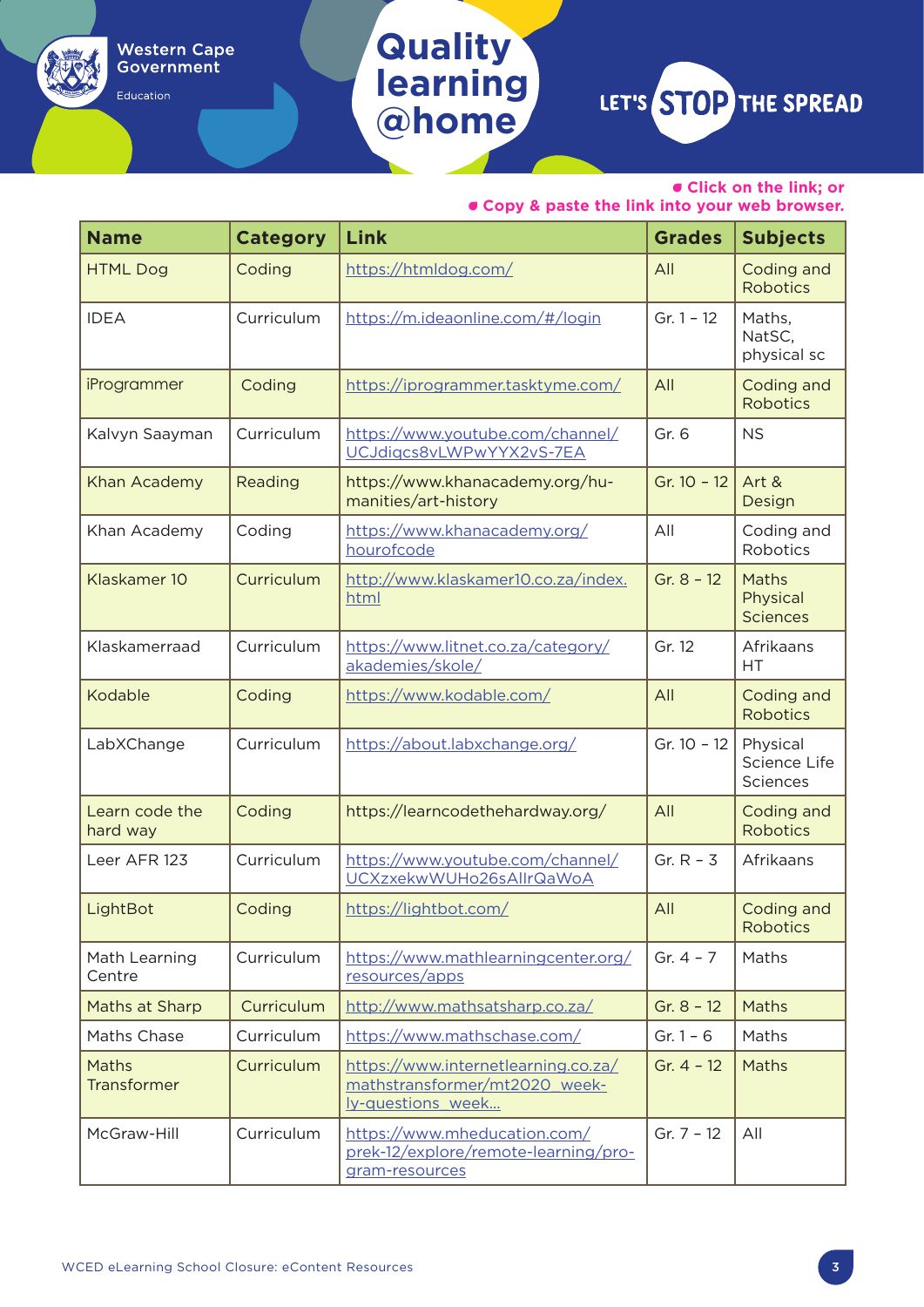- Click on the link; or
- Copy & paste the link into your web browser.

| Name | Category | Link | Grades | Subjects |
|---|---|---|---|---|
| HTML Dog | Coding | https://htmldog.com/ | All | Coding and Robotics |
| IDEA | Curriculum | https://m.ideaonline.com/#/login | Gr. 1 - 12 | Maths, NatSC, physical sc |
| iProgrammer | Coding | https://iprogrammer.tasktyme.com/ | All | Coding and Robotics |
| Kalvyn Saayman | Curriculum | https://www.youtube.com/channel/UCJdiqcs8vLWPwYYX2vS-7EA | Gr. 6 | NS |
| Khan Academy | Reading | https://www.khanacademy.org/humanities/art-history | Gr. 10 - 12 | Art & Design |
| Khan Academy | Coding | https://www.khanacademy.org/hourofcode | All | Coding and Robotics |
| Klaskamer 10 | Curriculum | http://www.klaskamer10.co.za/index.html | Gr. 8 - 12 | Maths Physical Sciences |
| Klaskamerraad | Curriculum | https://www.litnet.co.za/category/akademies/skole/ | Gr. 12 | Afrikaans HT |
| Kodable | Coding | https://www.kodable.com/ | All | Coding and Robotics |
| LabXChange | Curriculum | https://about.labxchange.org/ | Gr. 10 - 12 | Physical Science Life Sciences |
| Learn code the hard way | Coding | https://learncodethehardway.org/ | All | Coding and Robotics |
| Leer AFR 123 | Curriculum | https://www.youtube.com/channel/UCXzxekwWUHo26sAllrQaWoA | Gr. R - 3 | Afrikaans |
| LightBot | Coding | https://lightbot.com/ | All | Coding and Robotics |
| Math Learning Centre | Curriculum | https://www.mathlearningcenter.org/resources/apps | Gr. 4 - 7 | Maths |
| Maths at Sharp | Curriculum | http://www.mathsatsharp.co.za/ | Gr. 8 - 12 | Maths |
| Maths Chase | Curriculum | https://www.mathschase.com/ | Gr. 1 - 6 | Maths |
| Maths Transformer | Curriculum | https://www.internetlearning.co.za/mathstransformer/mt2020_weekly-questions_week... | Gr. 4 - 12 | Maths |
| McGraw-Hill | Curriculum | https://www.mheducation.com/prek-12/explore/remote-learning/program-resources | Gr. 7 - 12 | All |

WCED eLearning School Closure: eContent Resources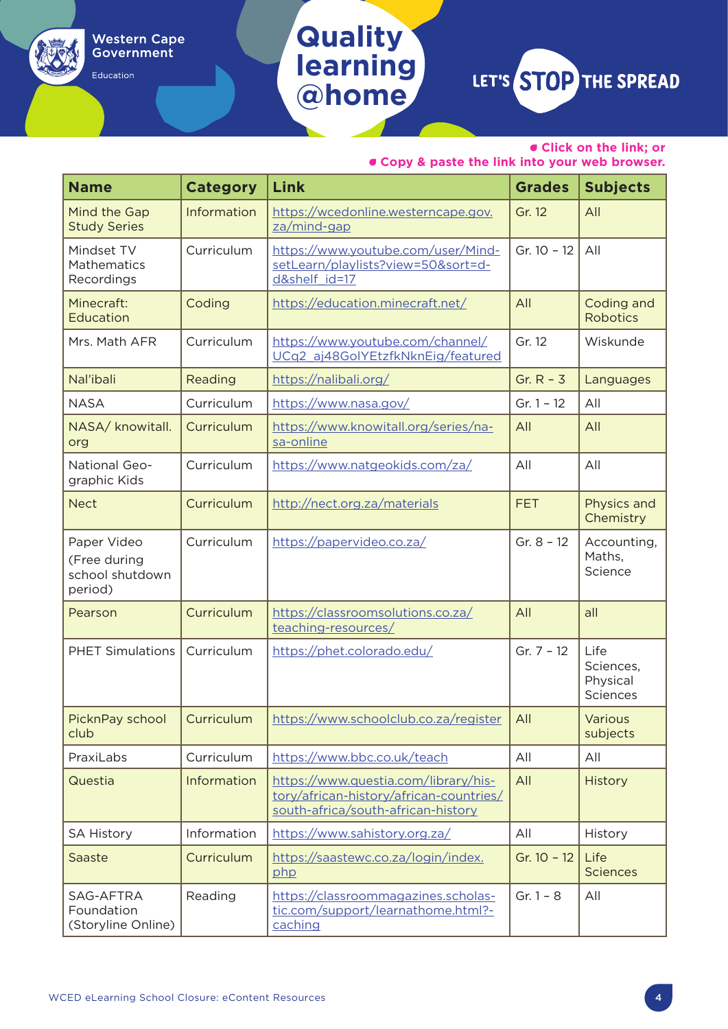- Click on the link; or
- Copy & paste the link into your web browser.

| Name | Category | Link | Grades | Subjects |
|---|---|---|---|---|
| Mind the Gap Study Series | Information | https://wcedonline.westerncape.gov.za/mind-gap | Gr. 12 | All |
| Mindset TV Mathematics Recordings | Curriculum | https://www.youtube.com/user/MindsetLearn/playlists?view=50&sort=dd&shelf_id=17 | Gr. 10 – 12 | All |
| Minecraft: Education | Coding | https://education.minecraft.net/ | All | Coding and Robotics |
| Mrs. Math AFR | Curriculum | https://www.youtube.com/channel/UCq2_aj48GolYEtzfkNknEig/featured | Gr. 12 | Wiskunde |
| Nal'ibali | Reading | https://nalibali.org/ | Gr. R – 3 | Languages |
| NASA | Curriculum | https://www.nasa.gov/ | Gr. 1 – 12 | All |
| NASA/ knowitall.org | Curriculum | https://www.knowitall.org/series/nasa-online | All | All |
| National Geographic Kids | Curriculum | https://www.natgeokids.com/za/ | All | All |
| Nect | Curriculum | http://nect.org.za/materials | FET | Physics and Chemistry |
| Paper Video (Free during school shutdown period) | Curriculum | https://papervideo.co.za/ | Gr. 8 – 12 | Accounting, Maths, Science |
| Pearson | Curriculum | https://classroomsolutions.co.za/teaching-resources/ | All | all |
| PHET Simulations | Curriculum | https://phet.colorado.edu/ | Gr. 7 – 12 | Life Sciences, Physical Sciences |
| PicknPay school club | Curriculum | https://www.schoolclub.co.za/register | All | Various subjects |
| PraxiLabs | Curriculum | https://www.bbc.co.uk/teach | All | All |
| Questia | Information | https://www.questia.com/library/history/african-history/african-countries/south-africa/south-african-history | All | History |
| SA History | Information | https://www.sahistory.org.za/ | All | History |
| Saaste | Curriculum | https://saastewc.co.za/login/index.php | Gr. 10 – 12 | Life Sciences |
| SAG-AFTRA Foundation (Storyline Online) | Reading | https://classroommagazines.scholastic.com/support/learnathome.html?-caching | Gr. 1 – 8 | All |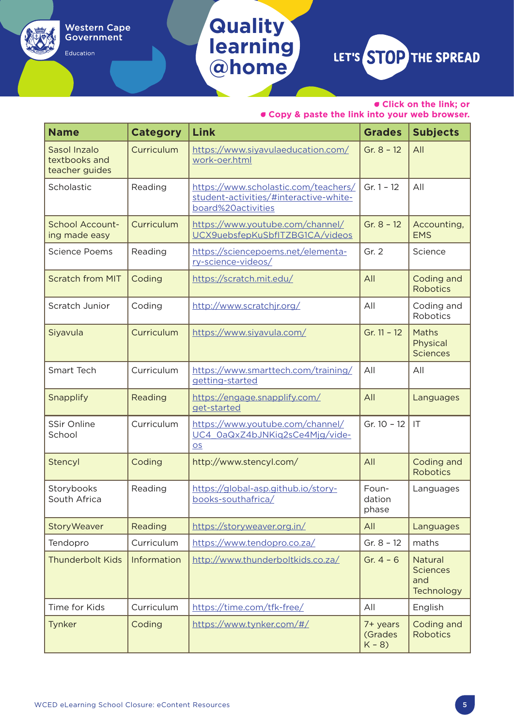- Click on the link; or
- Copy & paste the link into your web browser.

| Name | Category | Link | Grades | Subjects |
|---|---|---|---|---|
| Sasol Inzalo textbooks and teacher guides | Curriculum | https://www.siyavulaeducation.com/work-oer.html | Gr. 8 – 12 | All |
| Scholastic | Reading | https://www.scholastic.com/teachers/student-activities/#interactive-white-board%20activities | Gr. 1 – 12 | All |
| School Accounting made easy | Curriculum | https://www.youtube.com/channel/UCX9uebsfepKuSbfITZBG1CA/videos | Gr. 8 – 12 | Accounting, EMS |
| Science Poems | Reading | https://sciencepoems.net/elementary-science-videos/ | Gr. 2 | Science |
| Scratch from MIT | Coding | https://scratch.mit.edu/ | All | Coding and Robotics |
| Scratch Junior | Coding | http://www.scratchjr.org/ | All | Coding and Robotics |
| Siyavula | Curriculum | https://www.siyavula.com/ | Gr. 11 – 12 | Maths Physical Sciences |
| Smart Tech | Curriculum | https://www.smarttech.com/training/getting-started | All | All |
| Snapplify | Reading | https://engage.snapplify.com/get-started | All | Languages |
| SSir Online School | Curriculum | https://www.youtube.com/channel/UC4_0aQxZ4bJNKiq2sCe4Mjg/videos | Gr. 10 – 12 | IT |
| Stencyl | Coding | http://www.stencyl.com/ | All | Coding and Robotics |
| Storybooks South Africa | Reading | https://global-asp.github.io/storybooks-southafrica/ | Foundation phase | Languages |
| StoryWeaver | Reading | https://storyweaver.org.in/ | All | Languages |
| Tendopro | Curriculum | https://www.tendopro.co.za/ | Gr. 8 – 12 | maths |
| Thunderbolt Kids | Information | http://www.thunderboltkids.co.za/ | Gr. 4 – 6 | Natural Sciences and Technology |
| Time for Kids | Curriculum | https://time.com/tfk-free/ | All | English |
| Tynker | Coding | https://www.tynker.com/#/ | 7+ years (Grades K – 8) | Coding and Robotics |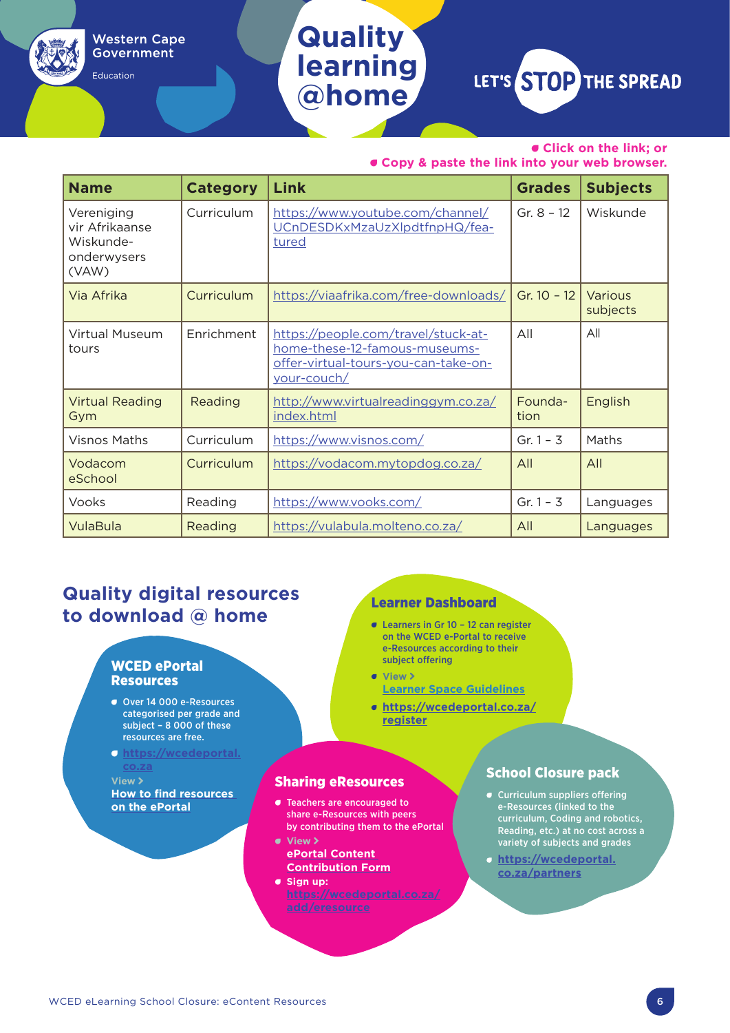- Click on the link; or
- Copy & paste the link into your web browser.

| Name | Category | Link | Grades | Subjects |
|---|---|---|---|---|
| Vereniging vir Afrikaanse Wiskunde-onderwysers (VAW) | Curriculum | https://www.youtube.com/channel/UCnDESDKxMzaUzXlpdtfnpHQ/featured | Gr. 8 – 12 | Wiskunde |
| Via Afrika | Curriculum | https://viaafrika.com/free-downloads/ | Gr. 10 – 12 | Various subjects |
| Virtual Museum tours | Enrichment | https://people.com/travel/stuck-at-home-these-12-famous-museums-offer-virtual-tours-you-can-take-on-your-couch/ | All | All |
| Virtual Reading Gym | Reading | http://www.virtualreadinggym.co.za/index.html | Foundation | English |
| Visnos Maths | Curriculum | https://www.visnos.com/ | Gr. 1 – 3 | Maths |
| Vodacom eSchool | Curriculum | https://vodacom.mytopdog.co.za/ | All | All |
| Vooks | Reading | https://www.vooks.com/ | Gr. 1 – 3 | Languages |
| VulaBula | Reading | https://vulabula.molteno.co.za/ | All | Languages |

## Quality digital resources to download @ home

### WCED ePortal Resources

- Over 14 000 e-Resources categorised per grade and subject – 8 000 of these resources are free.
- https://wcedeportal.co.za

View > How to find resources on the ePortal

### Learner Dashboard

- Learners in Gr 10 – 12 can register on the WCED e-Portal to receive e-Resources according to their subject offering
- View > Learner Space Guidelines
- https://wcedeportal.co.za/register

### Sharing eResources

- Teachers are encouraged to share e-Resources with peers by contributing them to the ePortal
- View > ePortal Content Contribution Form
- Sign up: https://wcedeportal.co.za/add/eresource

### School Closure pack

- Curriculum suppliers offering e-Resources (linked to the curriculum, Coding and robotics, Reading, etc.) at no cost across a variety of subjects and grades
- https://wcedeportal.co.za/partners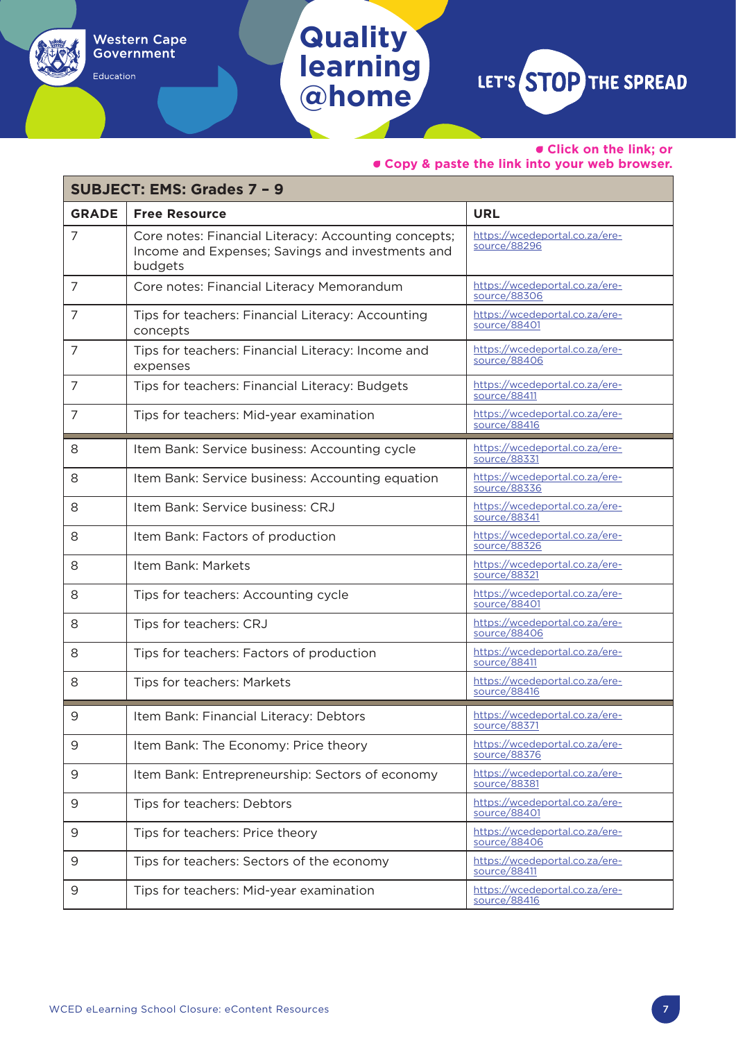- Click on the link; or
- Copy & paste the link into your web browser.

| SUBJECT: EMS: Grades 7 – 9 | | |
|---|---|---|
| **GRADE** | **Free Resource** | **URL** |
| 7 | Core notes: Financial Literacy: Accounting concepts; Income and Expenses; Savings and investments and budgets | https://wcedeportal.co.za/eresource/88296 |
| 7 | Core notes: Financial Literacy Memorandum | https://wcedeportal.co.za/eresource/88306 |
| 7 | Tips for teachers: Financial Literacy: Accounting concepts | https://wcedeportal.co.za/eresource/88401 |
| 7 | Tips for teachers: Financial Literacy: Income and expenses | https://wcedeportal.co.za/eresource/88406 |
| 7 | Tips for teachers: Financial Literacy: Budgets | https://wcedeportal.co.za/eresource/88411 |
| 7 | Tips for teachers: Mid-year examination | https://wcedeportal.co.za/eresource/88416 |
| 8 | Item Bank: Service business: Accounting cycle | https://wcedeportal.co.za/eresource/88331 |
| 8 | Item Bank: Service business: Accounting equation | https://wcedeportal.co.za/eresource/88336 |
| 8 | Item Bank: Service business: CRJ | https://wcedeportal.co.za/eresource/88341 |
| 8 | Item Bank: Factors of production | https://wcedeportal.co.za/eresource/88326 |
| 8 | Item Bank: Markets | https://wcedeportal.co.za/eresource/88321 |
| 8 | Tips for teachers: Accounting cycle | https://wcedeportal.co.za/eresource/88401 |
| 8 | Tips for teachers: CRJ | https://wcedeportal.co.za/eresource/88406 |
| 8 | Tips for teachers: Factors of production | https://wcedeportal.co.za/eresource/88411 |
| 8 | Tips for teachers: Markets | https://wcedeportal.co.za/eresource/88416 |
| 9 | Item Bank: Financial Literacy: Debtors | https://wcedeportal.co.za/eresource/88371 |
| 9 | Item Bank: The Economy: Price theory | https://wcedeportal.co.za/eresource/88376 |
| 9 | Item Bank: Entrepreneurship: Sectors of economy | https://wcedeportal.co.za/eresource/88381 |
| 9 | Tips for teachers: Debtors | https://wcedeportal.co.za/eresource/88401 |
| 9 | Tips for teachers: Price theory | https://wcedeportal.co.za/eresource/88406 |
| 9 | Tips for teachers: Sectors of the economy | https://wcedeportal.co.za/eresource/88411 |
| 9 | Tips for teachers: Mid-year examination | https://wcedeportal.co.za/eresource/88416 |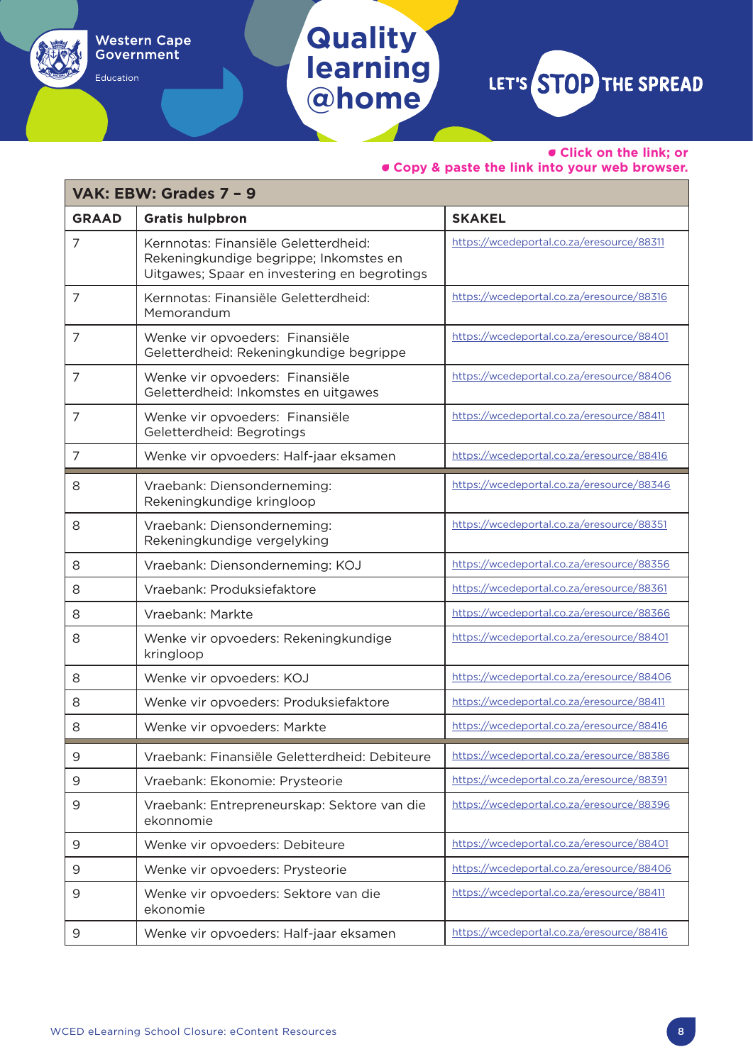- Click on the link; or
- Copy & paste the link into your web browser.

| VAK: EBW: Grades 7 – 9 | | |
|---|---|---|
| **GRAAD** | **Gratis hulpbron** | **SKAKEL** |
| 7 | Kernnotas: Finansiële Geletterdheid: Rekeningkundige begrippe; Inkomstes en Uitgawes; Spaar en investering en begrotings | https://wcedeportal.co.za/eresource/88311 |
| 7 | Kernnotas: Finansiële Geletterdheid: Memorandum | https://wcedeportal.co.za/eresource/88316 |
| 7 | Wenke vir opvoeders: Finansiële Geletterdheid: Rekeningkundige begrippe | https://wcedeportal.co.za/eresource/88401 |
| 7 | Wenke vir opvoeders: Finansiële Geletterdheid: Inkomstes en uitgawes | https://wcedeportal.co.za/eresource/88406 |
| 7 | Wenke vir opvoeders: Finansiële Geletterdheid: Begrotings | https://wcedeportal.co.za/eresource/88411 |
| 7 | Wenke vir opvoeders: Half-jaar eksamen | https://wcedeportal.co.za/eresource/88416 |
| 8 | Vraebank: Diensonderneming: Rekeningkundige kringloop | https://wcedeportal.co.za/eresource/88346 |
| 8 | Vraebank: Diensonderneming: Rekeningkundige vergelyking | https://wcedeportal.co.za/eresource/88351 |
| 8 | Vraebank: Diensonderneming: KOJ | https://wcedeportal.co.za/eresource/88356 |
| 8 | Vraebank: Produksiefaktore | https://wcedeportal.co.za/eresource/88361 |
| 8 | Vraebank: Markte | https://wcedeportal.co.za/eresource/88366 |
| 8 | Wenke vir opvoeders: Rekeningkundige kringloop | https://wcedeportal.co.za/eresource/88401 |
| 8 | Wenke vir opvoeders: KOJ | https://wcedeportal.co.za/eresource/88406 |
| 8 | Wenke vir opvoeders: Produksiefaktore | https://wcedeportal.co.za/eresource/88411 |
| 8 | Wenke vir opvoeders: Markte | https://wcedeportal.co.za/eresource/88416 |
| 9 | Vraebank: Finansiële Geletterdheid: Debiteure | https://wcedeportal.co.za/eresource/88386 |
| 9 | Vraebank: Ekonomie: Prysteorie | https://wcedeportal.co.za/eresource/88391 |
| 9 | Vraebank: Entrepreneurskap: Sektore van die ekonnomie | https://wcedeportal.co.za/eresource/88396 |
| 9 | Wenke vir opvoeders: Debiteure | https://wcedeportal.co.za/eresource/88401 |
| 9 | Wenke vir opvoeders: Prysteorie | https://wcedeportal.co.za/eresource/88406 |
| 9 | Wenke vir opvoeders: Sektore van die ekonomie | https://wcedeportal.co.za/eresource/88411 |
| 9 | Wenke vir opvoeders: Half-jaar eksamen | https://wcedeportal.co.za/eresource/88416 |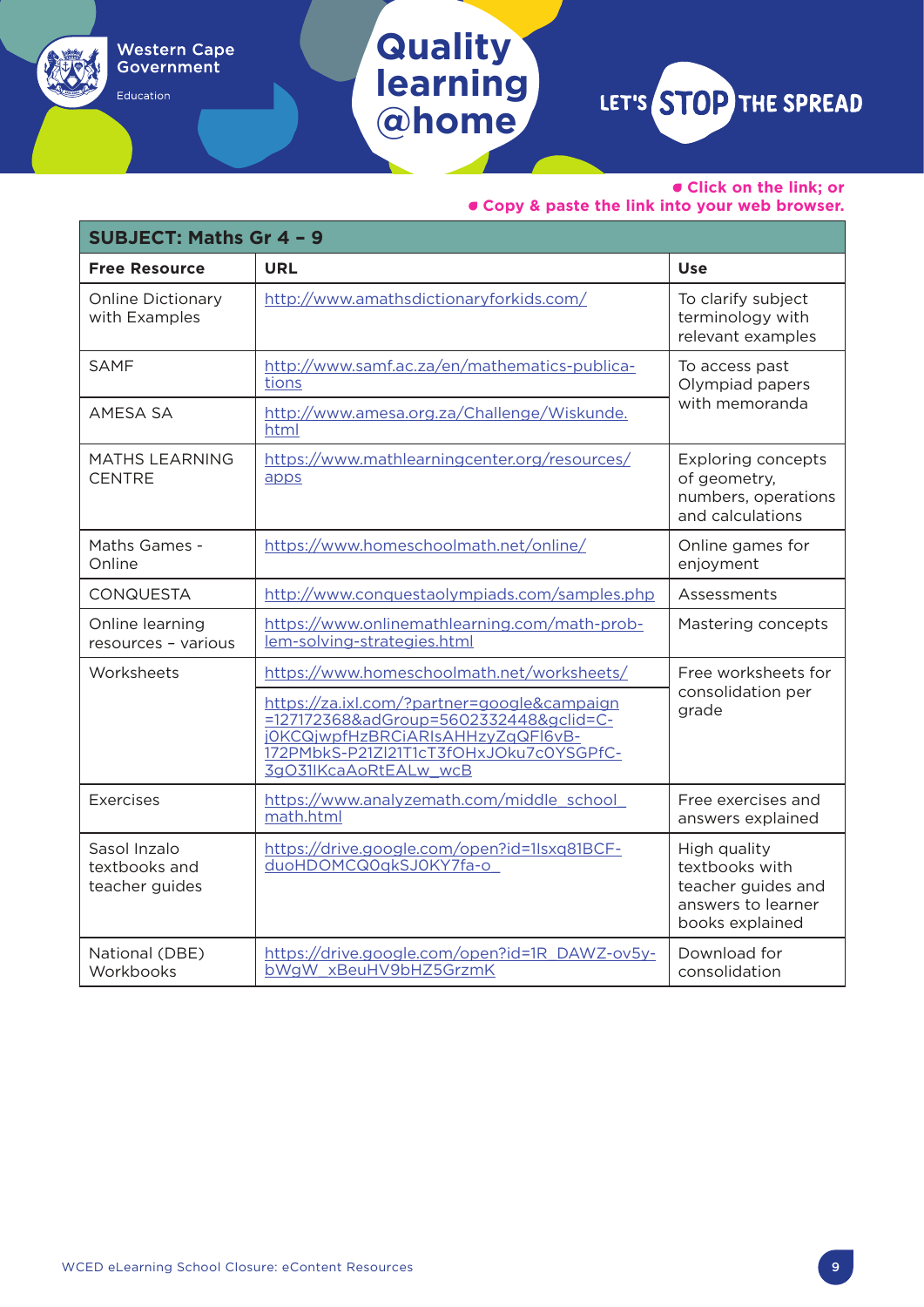- Click on the link; or
- Copy & paste the link into your web browser.

| SUBJECT: Maths Gr 4 – 9 | | |
|---|---|---|
| **Free Resource** | **URL** | **Use** |
| Online Dictionary with Examples | http://www.amathsdictionaryforkids.com/ | To clarify subject terminology with relevant examples |
| SAMF | http://www.samf.ac.za/en/mathematics-publications | To access past Olympiad papers with memoranda |
| AMESA SA | http://www.amesa.org.za/Challenge/Wiskunde.html | |
| MATHS LEARNING CENTRE | https://www.mathlearningcenter.org/resources/apps | Exploring concepts of geometry, numbers, operations and calculations |
| Maths Games - Online | https://www.homeschoolmath.net/online/ | Online games for enjoyment |
| CONQUESTA | http://www.conquestaolympiads.com/samples.php | Assessments |
| Online learning resources – various | https://www.onlinemathlearning.com/math-problem-solving-strategies.html | Mastering concepts |
| Worksheets | https://www.homeschoolmath.net/worksheets/ | Free worksheets for consolidation per grade |
| | https://za.ixl.com/?partner=google&campaign=127172368&adGroup=5602332448&gclid=C-j0KCQjwpfHzBRCiARIsAHHzyZqQFl6vB-172PMbkS-P21Zl21T1cT3fOHxJOku7c0YSGPfC-3gO31lKcaAoRtEALw_wcB | |
| Exercises | https://www.analyzemath.com/middle_school_math.html | Free exercises and answers explained |
| Sasol Inzalo textbooks and teacher guides | https://drive.google.com/open?id=1lsxq81BCF-duoHDOMCQ0qkSJ0KY7fa-o_ | High quality textbooks with teacher guides and answers to learner books explained |
| National (DBE) Workbooks | https://drive.google.com/open?id=1R_DAWZ-ov5y-bWgW_xBeuHV9bHZ5GrzmK | Download for consolidation |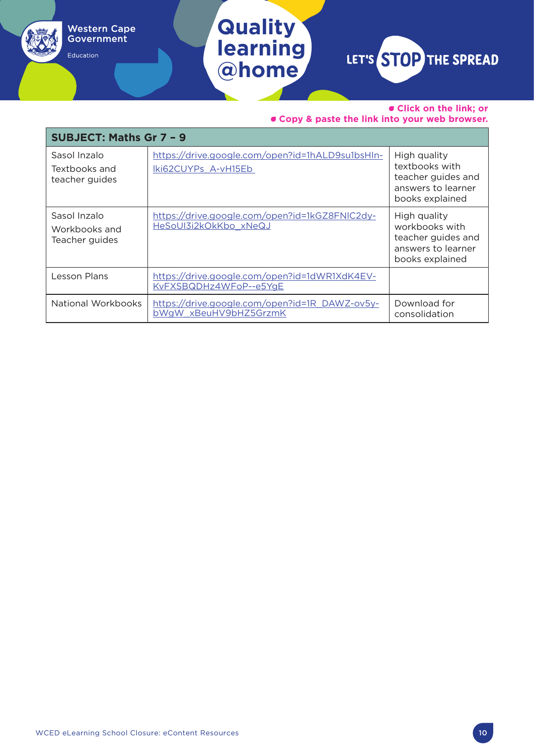- Click on the link; or
- Copy & paste the link into your web browser.

| SUBJECT: Maths Gr 7 – 9 | | |
|---|---|---|
| Sasol Inzalo Textbooks and teacher guides | https://drive.google.com/open?id=1hALD9su1bsHIn-lki62CUYPs_A-vH15Eb | High quality textbooks with teacher guides and answers to learner books explained |
| Sasol Inzalo Workbooks and Teacher guides | https://drive.google.com/open?id=1kGZ8FNlC2dy-HeSoUI3i2kOkKbo_xNeQJ | High quality workbooks with teacher guides and answers to learner books explained |
| Lesson Plans | https://drive.google.com/open?id=1dWR1XdK4EV-KvFXSBQDHz4WFoP--e5YgE | |
| National Workbooks | https://drive.google.com/open?id=1R_DAWZ-ov5y-bWgW_xBeuHV9bHZ5GrzmK | Download for consolidation |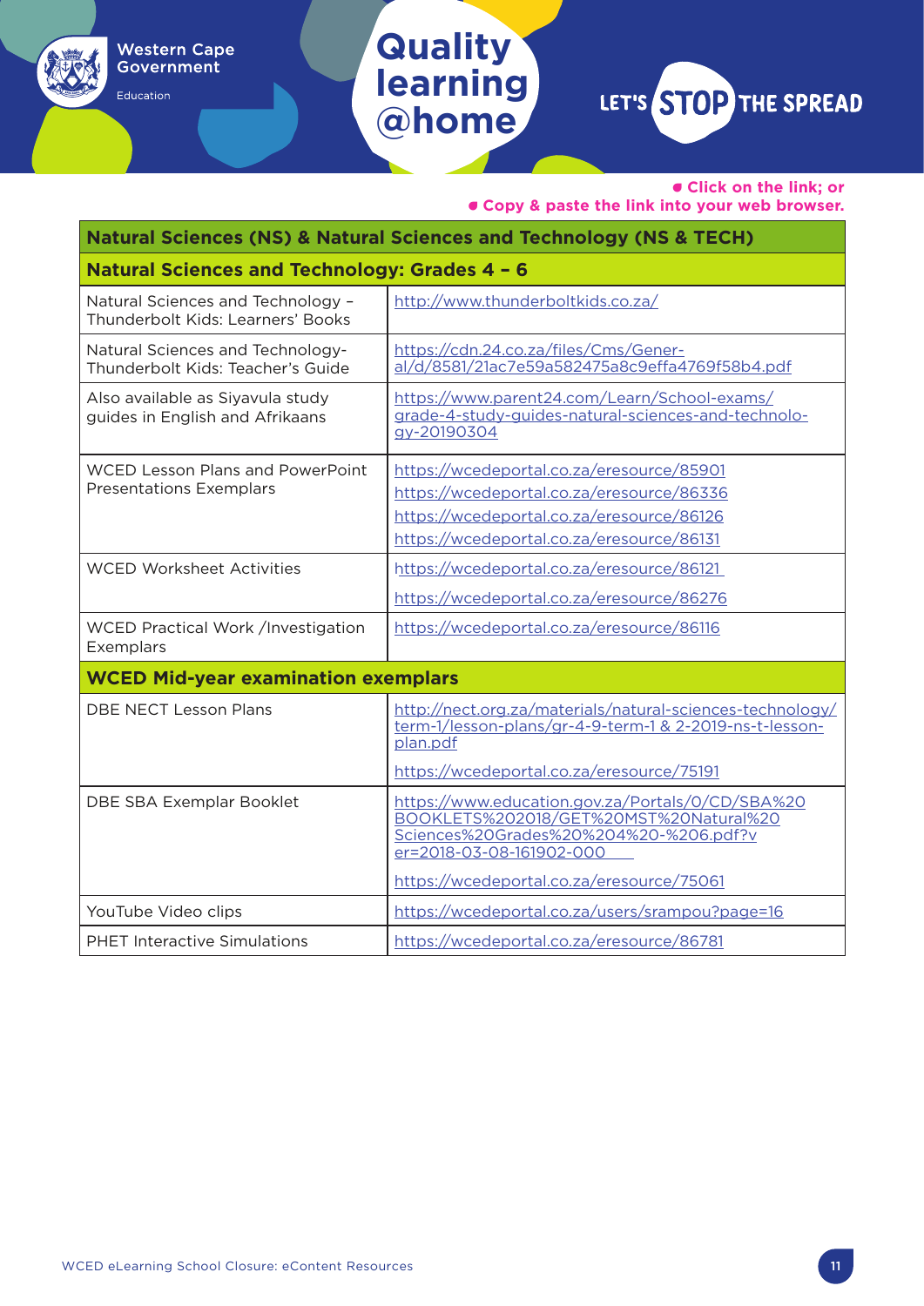- Click on the link; or
- Copy & paste the link into your web browser.

| Natural Sciences (NS) & Natural Sciences and Technology (NS & TECH) | |
|---|---|
| **Natural Sciences and Technology: Grades 4 – 6** | |
| Natural Sciences and Technology – Thunderbolt Kids: Learners' Books | http://www.thunderboltkids.co.za/ |
| Natural Sciences and Technology- Thunderbolt Kids: Teacher's Guide | https://cdn.24.co.za/files/Cms/General/d/8581/21ac7e59a582475a8c9effa4769f58b4.pdf |
| Also available as Siyavula study guides in English and Afrikaans | https://www.parent24.com/Learn/School-exams/grade-4-study-guides-natural-sciences-and-technology-20190304 |
| WCED Lesson Plans and PowerPoint Presentations Exemplars | https://wcedeportal.co.za/eresource/85901 https://wcedeportal.co.za/eresource/86336 https://wcedeportal.co.za/eresource/86126 https://wcedeportal.co.za/eresource/86131 |
| WCED Worksheet Activities | https://wcedeportal.co.za/eresource/86121 https://wcedeportal.co.za/eresource/86276 |
| WCED Practical Work /Investigation Exemplars | https://wcedeportal.co.za/eresource/86116 |
| **WCED Mid-year examination exemplars** | |
| DBE NECT Lesson Plans | http://nect.org.za/materials/natural-sciences-technology/term-1/lesson-plans/gr-4-9-term-1 & 2-2019-ns-t-lesson-plan.pdf https://wcedeportal.co.za/eresource/75191 |
| DBE SBA Exemplar Booklet | https://www.education.gov.za/Portals/0/CD/SBA%20BOOKLETS%202018/GET%20MST%20Natural%20Sciences%20Grades%204%20-%206.pdf?ver=2018-03-08-161902-000 https://wcedeportal.co.za/eresource/75061 |
| YouTube Video clips | https://wcedeportal.co.za/users/srampou?page=16 |
| PHET Interactive Simulations | https://wcedeportal.co.za/eresource/86781 |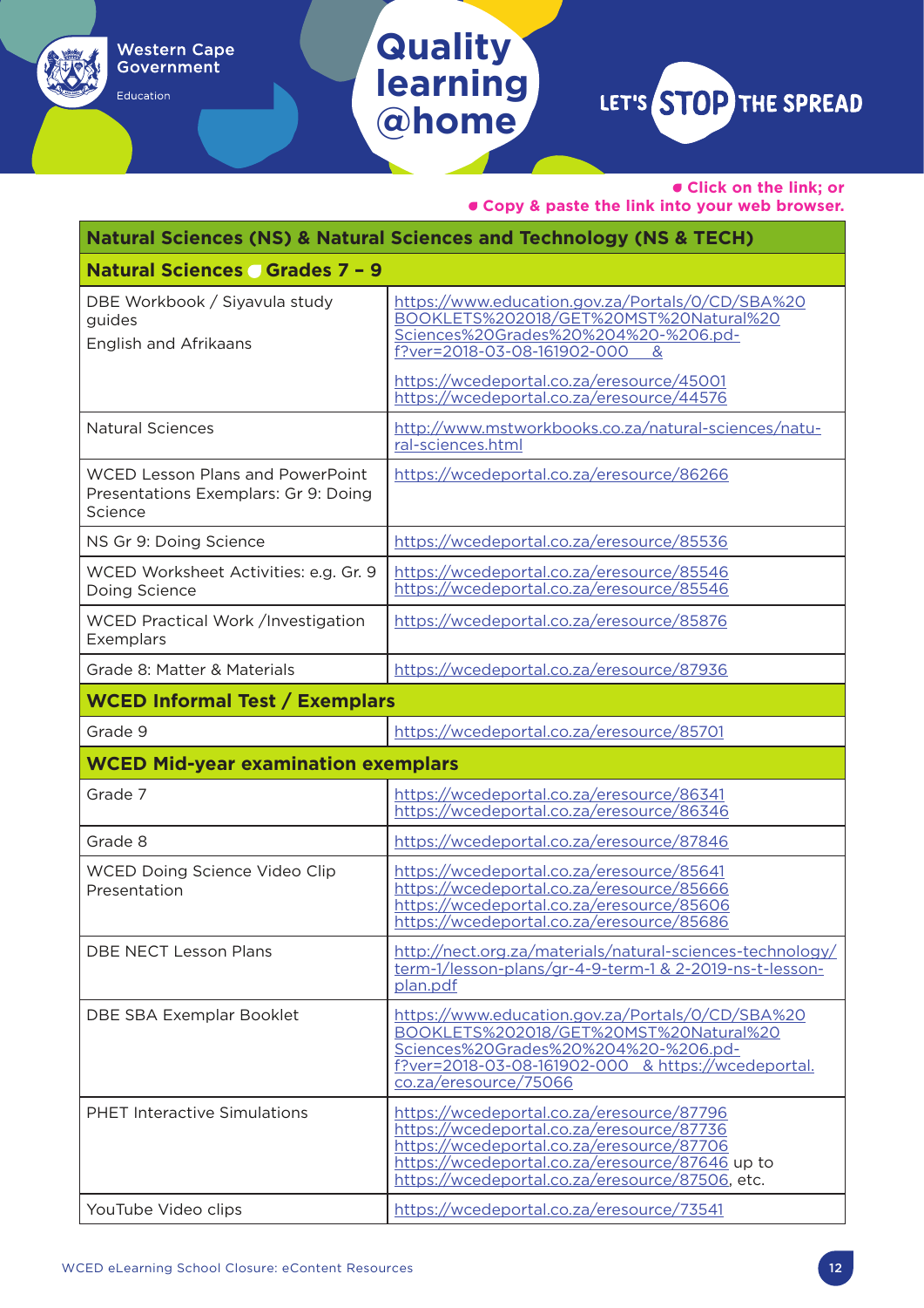- Click on the link; or
- Copy & paste the link into your web browser.

| Natural Sciences (NS) & Natural Sciences and Technology (NS & TECH) | |
|---|---|
| **Natural Sciences ● Grades 7 – 9** | |
| DBE Workbook / Siyavula study guides<br>English and Afrikaans | https://www.education.gov.za/Portals/0/CD/SBA%20BOOKLETS%202018/GET%20MST%20Natural%20Sciences%20Grades%20%204%20-%206.pdf?ver=2018-03-08-161902-000 &<br>https://wcedeportal.co.za/eresource/45001<br>https://wcedeportal.co.za/eresource/44576 |
| Natural Sciences | http://www.mstworkbooks.co.za/natural-sciences/natural-sciences.html |
| WCED Lesson Plans and PowerPoint Presentations Exemplars: Gr 9: Doing Science | https://wcedeportal.co.za/eresource/86266 |
| NS Gr 9: Doing Science | https://wcedeportal.co.za/eresource/85536 |
| WCED Worksheet Activities: e.g. Gr. 9 Doing Science | https://wcedeportal.co.za/eresource/85546<br>https://wcedeportal.co.za/eresource/85546 |
| WCED Practical Work /Investigation Exemplars | https://wcedeportal.co.za/eresource/85876 |
| Grade 8: Matter & Materials | https://wcedeportal.co.za/eresource/87936 |
| **WCED Informal Test / Exemplars** | |
| Grade 9 | https://wcedeportal.co.za/eresource/85701 |
| **WCED Mid-year examination exemplars** | |
| Grade 7 | https://wcedeportal.co.za/eresource/86341<br>https://wcedeportal.co.za/eresource/86346 |
| Grade 8 | https://wcedeportal.co.za/eresource/87846 |
| WCED Doing Science Video Clip Presentation | https://wcedeportal.co.za/eresource/85641<br>https://wcedeportal.co.za/eresource/85666<br>https://wcedeportal.co.za/eresource/85606<br>https://wcedeportal.co.za/eresource/85686 |
| DBE NECT Lesson Plans | http://nect.org.za/materials/natural-sciences-technology/term-1/lesson-plans/gr-4-9-term-1 & 2-2019-ns-t-lesson-plan.pdf |
| DBE SBA Exemplar Booklet | https://www.education.gov.za/Portals/0/CD/SBA%20BOOKLETS%202018/GET%20MST%20Natural%20Sciences%20Grades%20%204%20-%206.pdf?ver=2018-03-08-161902-000 & https://wcedeportal.co.za/eresource/75066 |
| PHET Interactive Simulations | https://wcedeportal.co.za/eresource/87796<br>https://wcedeportal.co.za/eresource/87736<br>https://wcedeportal.co.za/eresource/87706<br>https://wcedeportal.co.za/eresource/87646 up to<br>https://wcedeportal.co.za/eresource/87506, etc. |
| YouTube Video clips | https://wcedeportal.co.za/eresource/73541 |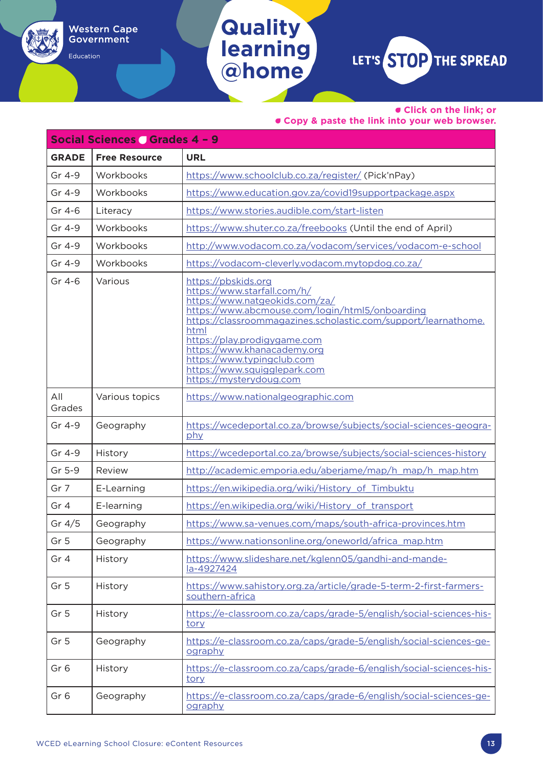- Click on the link; or
- Copy & paste the link into your web browser.

| Social Sciences ● Grades 4 – 9 | | |
|---|---|---|
| **GRADE** | **Free Resource** | **URL** |
| Gr 4-9 | Workbooks | https://www.schoolclub.co.za/register/ (Pick'nPay) |
| Gr 4-9 | Workbooks | https://www.education.gov.za/covid19supportpackage.aspx |
| Gr 4-6 | Literacy | https://www.stories.audible.com/start-listen |
| Gr 4-9 | Workbooks | https://www.shuter.co.za/freebooks (Until the end of April) |
| Gr 4-9 | Workbooks | http://www.vodacom.co.za/vodacom/services/vodacom-e-school |
| Gr 4-9 | Workbooks | https://vodacom-cleverly.vodacom.mytopdog.co.za/ |
| Gr 4-6 | Various | https://pbskids.org<br>https://www.starfall.com/h/<br>https://www.natgeokids.com/za/<br>https://www.abcmouse.com/login/html5/onboarding<br>https://classroommagazines.scholastic.com/support/learnathome.html<br>https://play.prodigygame.com<br>https://www.khanacademy.org<br>https://www.typingclub.com<br>https://www.squigglepark.com<br>https://mysterydoug.com |
| All Grades | Various topics | https://www.nationalgeographic.com |
| Gr 4-9 | Geography | https://wcedeportal.co.za/browse/subjects/social-sciences-geography |
| Gr 4-9 | History | https://wcedeportal.co.za/browse/subjects/social-sciences-history |
| Gr 5-9 | Review | http://academic.emporia.edu/aberjame/map/h_map/h_map.htm |
| Gr 7 | E-Learning | https://en.wikipedia.org/wiki/History_of_Timbuktu |
| Gr 4 | E-learning | https://en.wikipedia.org/wiki/History_of_transport |
| Gr 4/5 | Geography | https://www.sa-venues.com/maps/south-africa-provinces.htm |
| Gr 5 | Geography | https://www.nationsonline.org/oneworld/africa_map.htm |
| Gr 4 | History | https://www.slideshare.net/kglenn05/gandhi-and-mandela-4927424 |
| Gr 5 | History | https://www.sahistory.org.za/article/grade-5-term-2-first-farmers-southern-africa |
| Gr 5 | History | https://e-classroom.co.za/caps/grade-5/english/social-sciences-history |
| Gr 5 | Geography | https://e-classroom.co.za/caps/grade-5/english/social-sciences-geography |
| Gr 6 | History | https://e-classroom.co.za/caps/grade-6/english/social-sciences-history |
| Gr 6 | Geography | https://e-classroom.co.za/caps/grade-6/english/social-sciences-geography |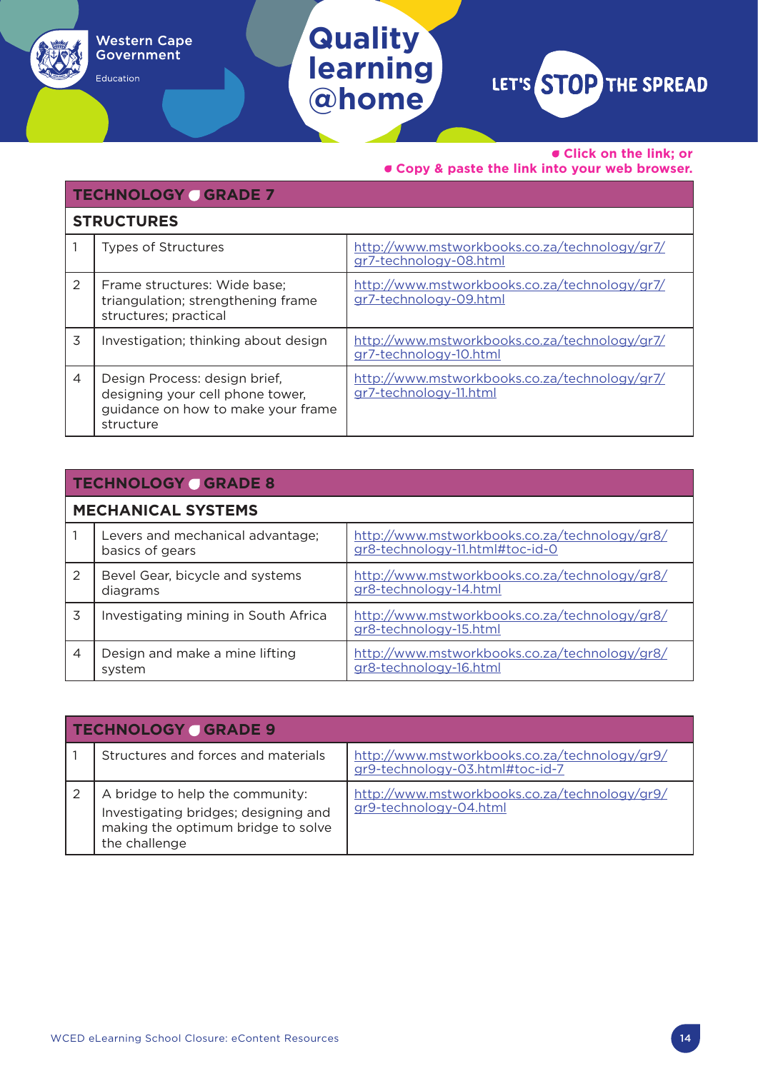- Click on the link; or
- Copy & paste the link into your web browser.

| TECHNOLOGY ● GRADE 7 | | |
|---|---|---|
| **STRUCTURES** | | |
| 1 | Types of Structures | http://www.mstworkbooks.co.za/technology/gr7/gr7-technology-08.html |
| 2 | Frame structures: Wide base; triangulation; strengthening frame structures; practical | http://www.mstworkbooks.co.za/technology/gr7/gr7-technology-09.html |
| 3 | Investigation; thinking about design | http://www.mstworkbooks.co.za/technology/gr7/gr7-technology-10.html |
| 4 | Design Process: design brief, designing your cell phone tower, guidance on how to make your frame structure | http://www.mstworkbooks.co.za/technology/gr7/gr7-technology-11.html |

| TECHNOLOGY ● GRADE 8 | | |
|---|---|---|
| **MECHANICAL SYSTEMS** | | |
| 1 | Levers and mechanical advantage; basics of gears | http://www.mstworkbooks.co.za/technology/gr8/gr8-technology-11.html#toc-id-0 |
| 2 | Bevel Gear, bicycle and systems diagrams | http://www.mstworkbooks.co.za/technology/gr8/gr8-technology-14.html |
| 3 | Investigating mining in South Africa | http://www.mstworkbooks.co.za/technology/gr8/gr8-technology-15.html |
| 4 | Design and make a mine lifting system | http://www.mstworkbooks.co.za/technology/gr8/gr8-technology-16.html |

| TECHNOLOGY ● GRADE 9 | | |
|---|---|---|
| 1 | Structures and forces and materials | http://www.mstworkbooks.co.za/technology/gr9/gr9-technology-03.html#toc-id-7 |
| 2 | A bridge to help the community: Investigating bridges; designing and making the optimum bridge to solve the challenge | http://www.mstworkbooks.co.za/technology/gr9/gr9-technology-04.html |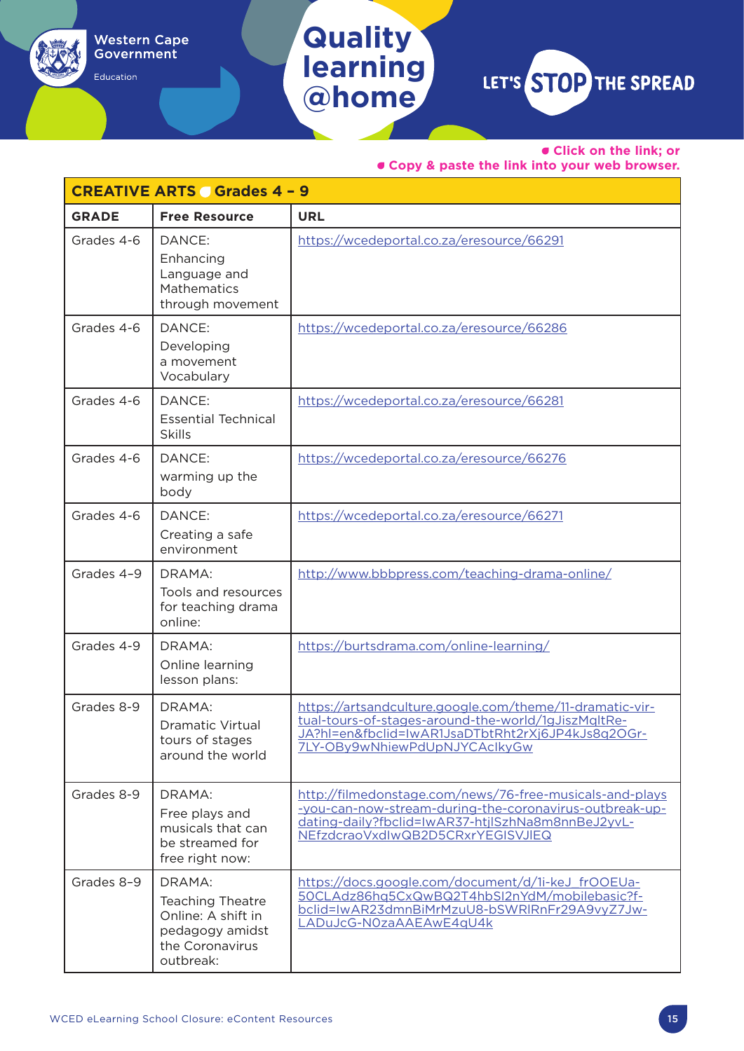Western Cape Government

Education

# Quality learning @home

LET'S STOP THE SPREAD

- Click on the link; or
- Copy & paste the link into your web browser.

| CREATIVE ARTS ● Grades 4 – 9 | | |
|---|---|---|
| **GRADE** | **Free Resource** | **URL** |
| Grades 4-6 | DANCE: Enhancing Language and Mathematics through movement | https://wcedeportal.co.za/eresource/66291 |
| Grades 4-6 | DANCE: Developing a movement Vocabulary | https://wcedeportal.co.za/eresource/66286 |
| Grades 4-6 | DANCE: Essential Technical Skills | https://wcedeportal.co.za/eresource/66281 |
| Grades 4-6 | DANCE: warming up the body | https://wcedeportal.co.za/eresource/66276 |
| Grades 4-6 | DANCE: Creating a safe environment | https://wcedeportal.co.za/eresource/66271 |
| Grades 4-9 | DRAMA: Tools and resources for teaching drama online: | http://www.bbbpress.com/teaching-drama-online/ |
| Grades 4-9 | DRAMA: Online learning lesson plans: | https://burtsdrama.com/online-learning/ |
| Grades 8-9 | DRAMA: Dramatic Virtual tours of stages around the world | https://artsandculture.google.com/theme/11-dramatic-virtual-tours-of-stages-around-the-world/1gJiszMqltReJA?hl=en&fbclid=IwAR1JsaDTbtRht2rXj6JP4kJs8q2OGr-7LY-OBy9wNhiewPdUpNJYCAclkyGw |
| Grades 8-9 | DRAMA: Free plays and musicals that can be streamed for free right now: | http://filmedonstage.com/news/76-free-musicals-and-plays-you-can-now-stream-during-the-coronavirus-outbreak-up-dating-daily?fbclid=IwAR37-htjlSzhNa8m8nnBeJ2yvL-NEfzdcraoVxdlwQB2D5CRxrYEGISVJlEQ |
| Grades 8-9 | DRAMA: Teaching Theatre Online: A shift in pedagogy amidst the Coronavirus outbreak: | https://docs.google.com/document/d/1i-keJ_frOOEUa-50CLAdz86hq5CxQwBQ2T4hbSI2nYdM/mobilebasic?fbclid=IwAR23dmnBiMrMzuU8-bSWRlRnFr29A9vyZ7Jw-LADuJcG-N0zaAAEAwE4qU4k |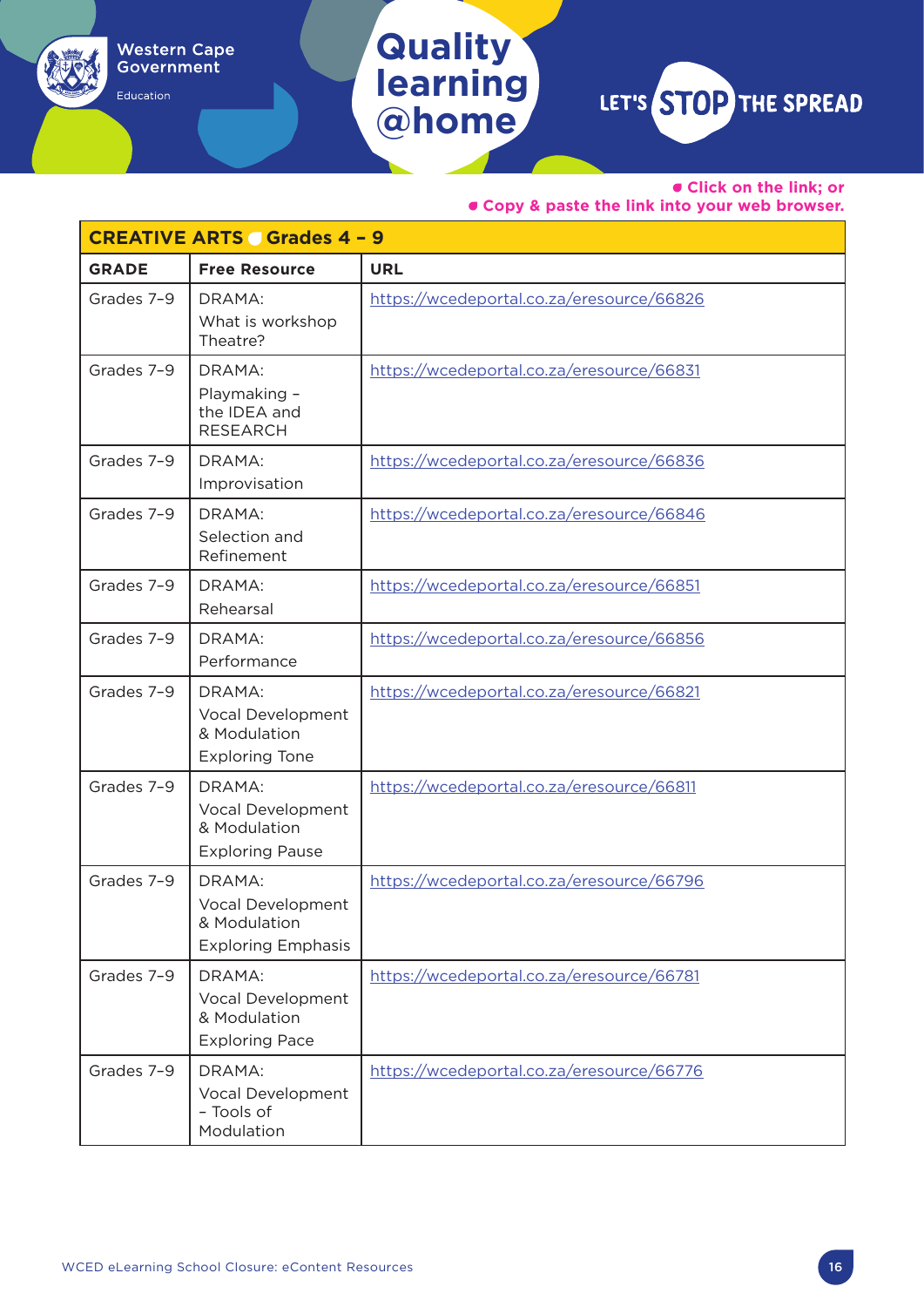- Click on the link; or
- Copy & paste the link into your web browser.

| CREATIVE ARTS ● Grades 4 – 9 | | |
|---|---|---|
| **GRADE** | **Free Resource** | **URL** |
| Grades 7–9 | DRAMA: What is workshop Theatre? | https://wcedeportal.co.za/eresource/66826 |
| Grades 7–9 | DRAMA: Playmaking – the IDEA and RESEARCH | https://wcedeportal.co.za/eresource/66831 |
| Grades 7–9 | DRAMA: Improvisation | https://wcedeportal.co.za/eresource/66836 |
| Grades 7–9 | DRAMA: Selection and Refinement | https://wcedeportal.co.za/eresource/66846 |
| Grades 7–9 | DRAMA: Rehearsal | https://wcedeportal.co.za/eresource/66851 |
| Grades 7–9 | DRAMA: Performance | https://wcedeportal.co.za/eresource/66856 |
| Grades 7–9 | DRAMA: Vocal Development & Modulation Exploring Tone | https://wcedeportal.co.za/eresource/66821 |
| Grades 7–9 | DRAMA: Vocal Development & Modulation Exploring Pause | https://wcedeportal.co.za/eresource/66811 |
| Grades 7–9 | DRAMA: Vocal Development & Modulation Exploring Emphasis | https://wcedeportal.co.za/eresource/66796 |
| Grades 7–9 | DRAMA: Vocal Development & Modulation Exploring Pace | https://wcedeportal.co.za/eresource/66781 |
| Grades 7–9 | DRAMA: Vocal Development – Tools of Modulation | https://wcedeportal.co.za/eresource/66776 |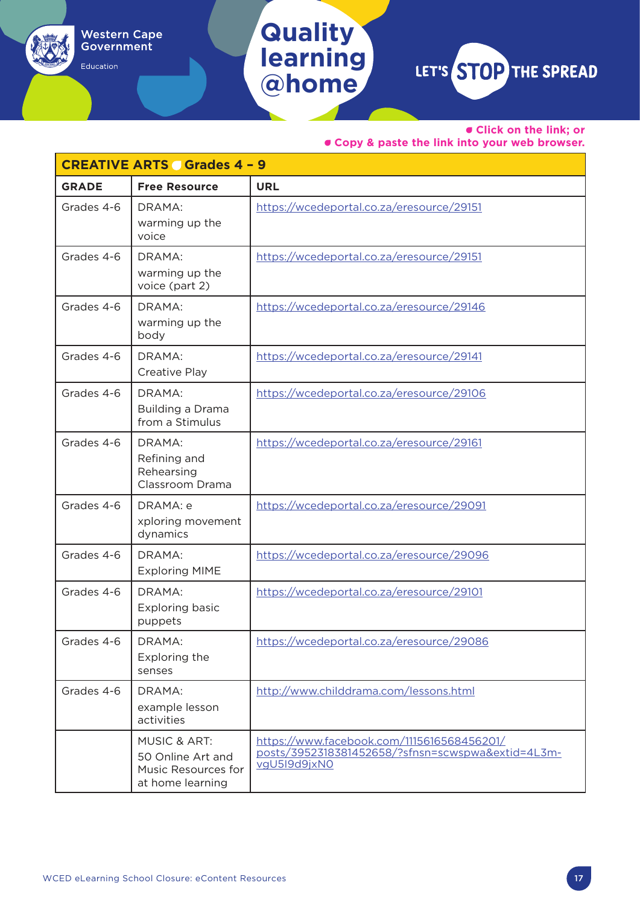- Click on the link; or
- Copy & paste the link into your web browser.

| CREATIVE ARTS Grades 4 – 9 | | |
|---|---|---|
| **GRADE** | **Free Resource** | **URL** |
| Grades 4-6 | DRAMA: warming up the voice | https://wcedeportal.co.za/eresource/29151 |
| Grades 4-6 | DRAMA: warming up the voice (part 2) | https://wcedeportal.co.za/eresource/29151 |
| Grades 4-6 | DRAMA: warming up the body | https://wcedeportal.co.za/eresource/29146 |
| Grades 4-6 | DRAMA: Creative Play | https://wcedeportal.co.za/eresource/29141 |
| Grades 4-6 | DRAMA: Building a Drama from a Stimulus | https://wcedeportal.co.za/eresource/29106 |
| Grades 4-6 | DRAMA: Refining and Rehearsing Classroom Drama | https://wcedeportal.co.za/eresource/29161 |
| Grades 4-6 | DRAMA: e xploring movement dynamics | https://wcedeportal.co.za/eresource/29091 |
| Grades 4-6 | DRAMA: Exploring MIME | https://wcedeportal.co.za/eresource/29096 |
| Grades 4-6 | DRAMA: Exploring basic puppets | https://wcedeportal.co.za/eresource/29101 |
| Grades 4-6 | DRAMA: Exploring the senses | https://wcedeportal.co.za/eresource/29086 |
| Grades 4-6 | DRAMA: example lesson activities | http://www.childdrama.com/lessons.html |
| | MUSIC & ART: 50 Online Art and Music Resources for at home learning | https://www.facebook.com/1115616568456201/posts/3952318381452658/?sfnsn=scwspwa&extid=4L3m-vgU5I9d9jxN0 |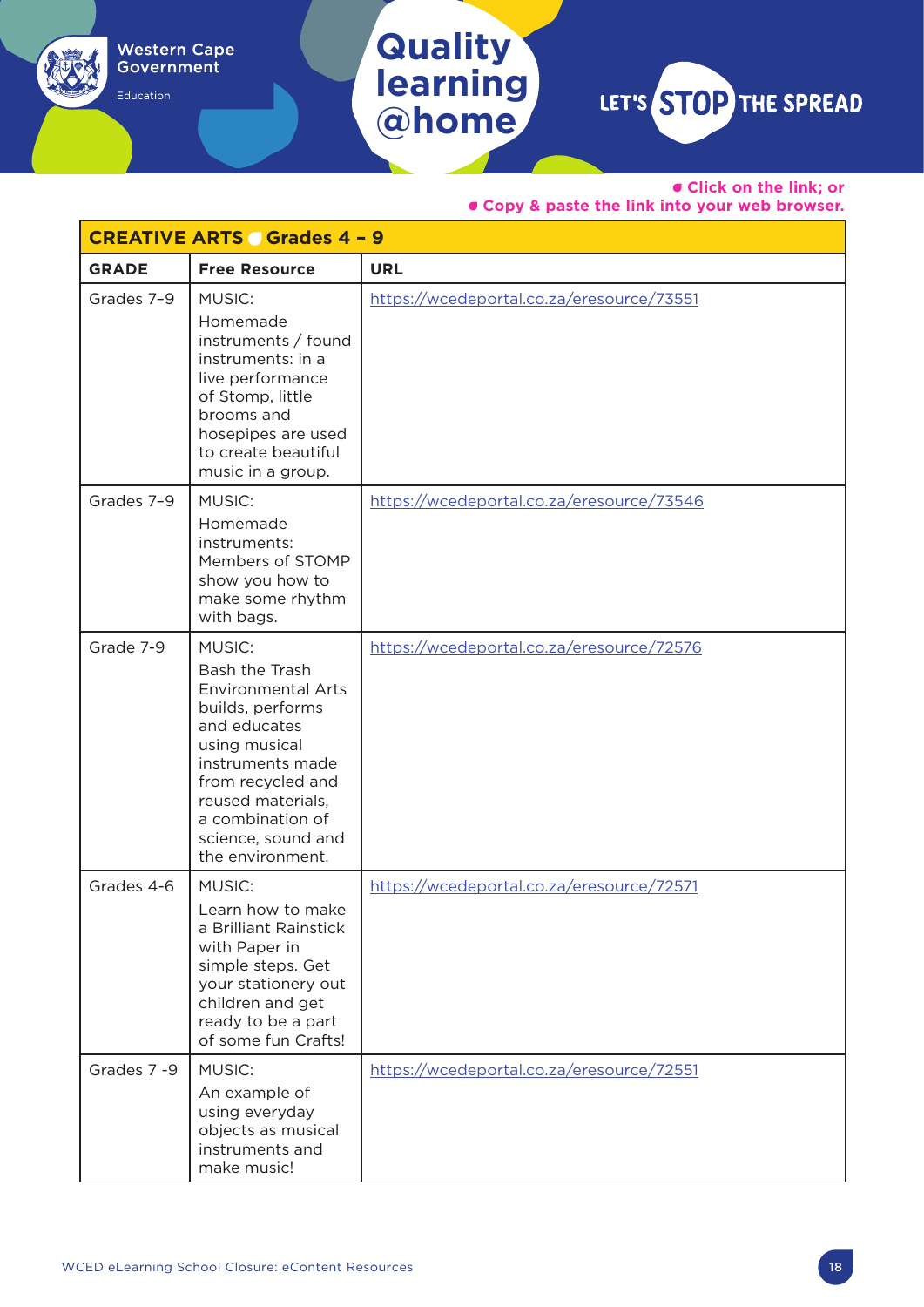- Click on the link; or
- Copy & paste the link into your web browser.

| CREATIVE ARTS Grades 4 – 9 | | |
|---|---|---|
| **GRADE** | **Free Resource** | **URL** |
| Grades 7–9 | MUSIC: Homemade instruments / found instruments: in a live performance of Stomp, little brooms and hosepipes are used to create beautiful music in a group. | https://wcedeportal.co.za/eresource/73551 |
| Grades 7–9 | MUSIC: Homemade instruments: Members of STOMP show you how to make some rhythm with bags. | https://wcedeportal.co.za/eresource/73546 |
| Grade 7-9 | MUSIC: Bash the Trash Environmental Arts builds, performs and educates using musical instruments made from recycled and reused materials, a combination of science, sound and the environment. | https://wcedeportal.co.za/eresource/72576 |
| Grades 4-6 | MUSIC: Learn how to make a Brilliant Rainstick with Paper in simple steps. Get your stationery out children and get ready to be a part of some fun Crafts! | https://wcedeportal.co.za/eresource/72571 |
| Grades 7 -9 | MUSIC: An example of using everyday objects as musical instruments and make music! | https://wcedeportal.co.za/eresource/72551 |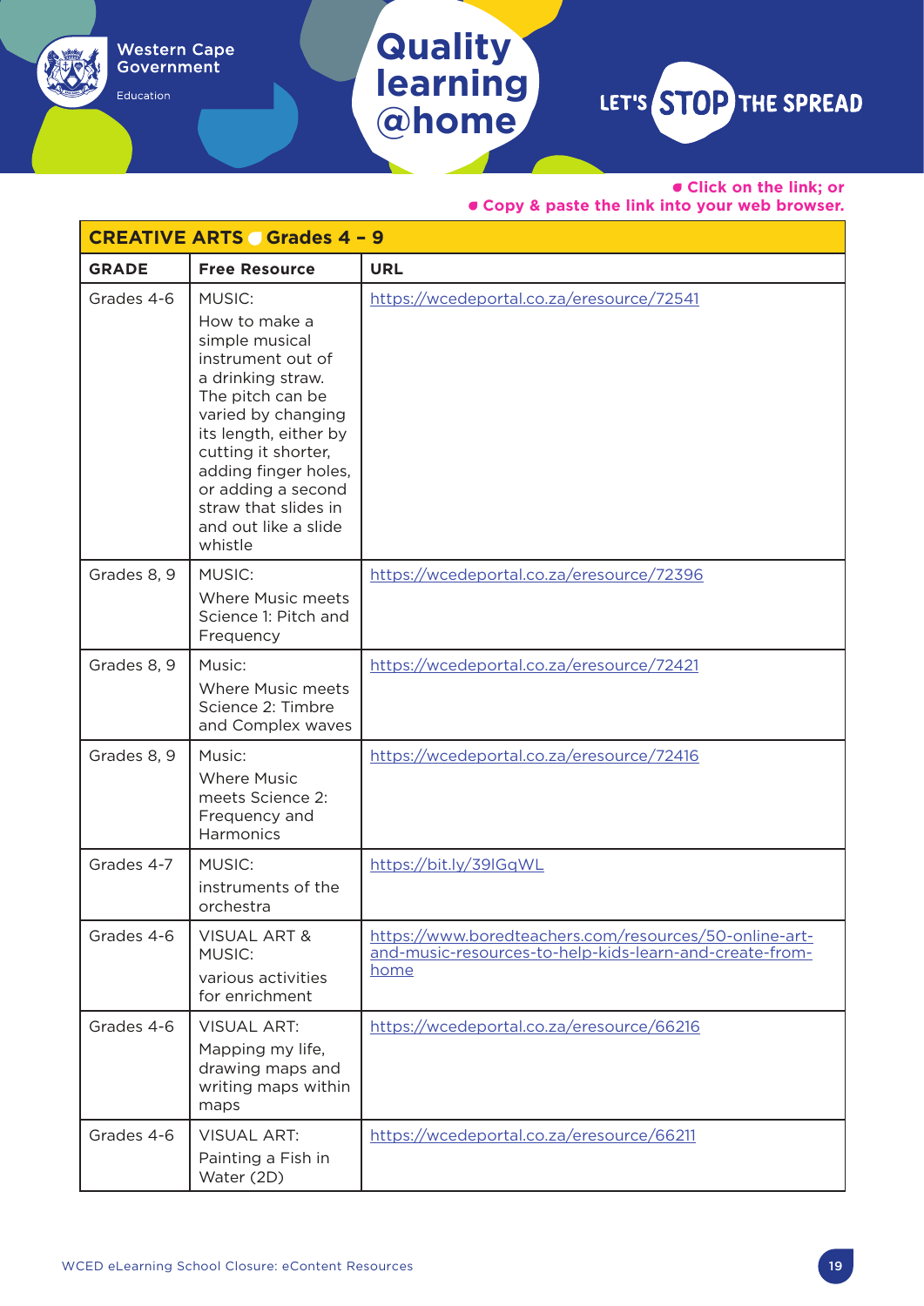- Click on the link; or
- Copy & paste the link into your web browser.

| CREATIVE ARTS ● Grades 4 – 9 | | |
|---|---|---|
| **GRADE** | **Free Resource** | **URL** |
| Grades 4-6 | MUSIC: How to make a simple musical instrument out of a drinking straw. The pitch can be varied by changing its length, either by cutting it shorter, adding finger holes, or adding a second straw that slides in and out like a slide whistle | https://wcedeportal.co.za/eresource/72541 |
| Grades 8, 9 | MUSIC: Where Music meets Science 1: Pitch and Frequency | https://wcedeportal.co.za/eresource/72396 |
| Grades 8, 9 | Music: Where Music meets Science 2: Timbre and Complex waves | https://wcedeportal.co.za/eresource/72421 |
| Grades 8, 9 | Music: Where Music meets Science 2: Frequency and Harmonics | https://wcedeportal.co.za/eresource/72416 |
| Grades 4-7 | MUSIC: instruments of the orchestra | https://bit.ly/39lGqWL |
| Grades 4-6 | VISUAL ART & MUSIC: various activities for enrichment | https://www.boredteachers.com/resources/50-online-art-and-music-resources-to-help-kids-learn-and-create-from-home |
| Grades 4-6 | VISUAL ART: Mapping my life, drawing maps and writing maps within maps | https://wcedeportal.co.za/eresource/66216 |
| Grades 4-6 | VISUAL ART: Painting a Fish in Water (2D) | https://wcedeportal.co.za/eresource/66211 |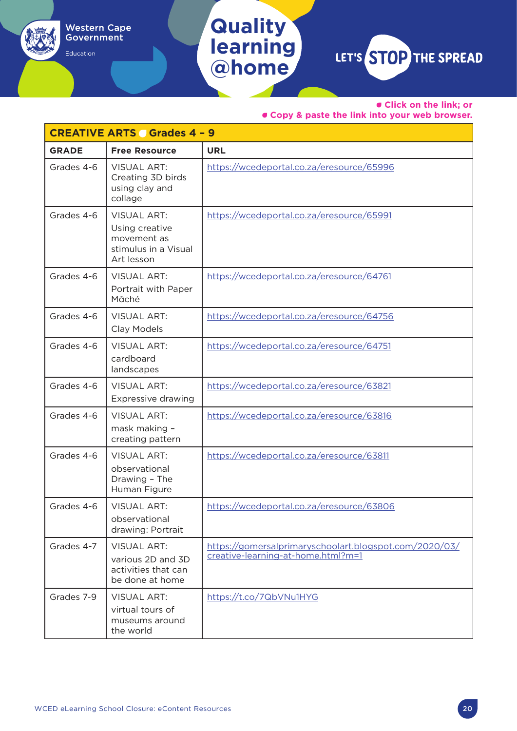- Click on the link; or
- Copy & paste the link into your web browser.

| CREATIVE ARTS ● Grades 4 – 9 | | |
|---|---|---|
| **GRADE** | **Free Resource** | **URL** |
| Grades 4-6 | VISUAL ART: Creating 3D birds using clay and collage | https://wcedeportal.co.za/eresource/65996 |
| Grades 4-6 | VISUAL ART: Using creative movement as stimulus in a Visual Art lesson | https://wcedeportal.co.za/eresource/65991 |
| Grades 4-6 | VISUAL ART: Portrait with Paper Mâché | https://wcedeportal.co.za/eresource/64761 |
| Grades 4-6 | VISUAL ART: Clay Models | https://wcedeportal.co.za/eresource/64756 |
| Grades 4-6 | VISUAL ART: cardboard landscapes | https://wcedeportal.co.za/eresource/64751 |
| Grades 4-6 | VISUAL ART: Expressive drawing | https://wcedeportal.co.za/eresource/63821 |
| Grades 4-6 | VISUAL ART: mask making – creating pattern | https://wcedeportal.co.za/eresource/63816 |
| Grades 4-6 | VISUAL ART: observational Drawing – The Human Figure | https://wcedeportal.co.za/eresource/63811 |
| Grades 4-6 | VISUAL ART: observational drawing: Portrait | https://wcedeportal.co.za/eresource/63806 |
| Grades 4-7 | VISUAL ART: various 2D and 3D activities that can be done at home | https://gomersalprimaryschoolart.blogspot.com/2020/03/creative-learning-at-home.html?m=1 |
| Grades 7-9 | VISUAL ART: virtual tours of museums around the world | https://t.co/7QbVNu1HYG |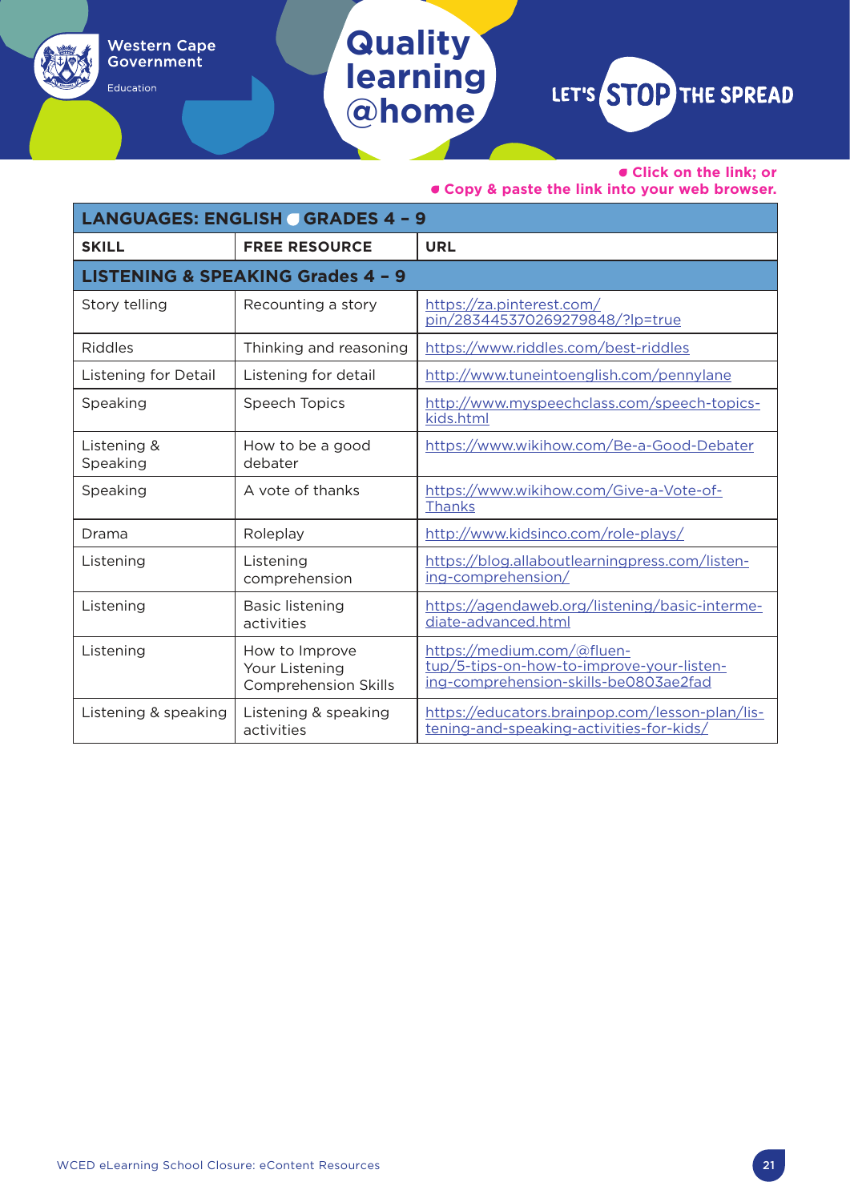- Click on the link; or
- Copy & paste the link into your web browser.

| LANGUAGES: ENGLISH GRADES 4 – 9 | | |
|---|---|---|
| **SKILL** | **FREE RESOURCE** | **URL** |
| **LISTENING & SPEAKING Grades 4 – 9** | | |
| Story telling | Recounting a story | https://za.pinterest.com/pin/283445370269279848/?lp=true |
| Riddles | Thinking and reasoning | https://www.riddles.com/best-riddles |
| Listening for Detail | Listening for detail | http://www.tuneintoenglish.com/pennylane |
| Speaking | Speech Topics | http://www.myspeechclass.com/speech-topics-kids.html |
| Listening & Speaking | How to be a good debater | https://www.wikihow.com/Be-a-Good-Debater |
| Speaking | A vote of thanks | https://www.wikihow.com/Give-a-Vote-of-Thanks |
| Drama | Roleplay | http://www.kidsinco.com/role-plays/ |
| Listening | Listening comprehension | https://blog.allaboutlearningpress.com/listening-comprehension/ |
| Listening | Basic listening activities | https://agendaweb.org/listening/basic-intermediate-advanced.html |
| Listening | How to Improve Your Listening Comprehension Skills | https://medium.com/@fluentup/5-tips-on-how-to-improve-your-listening-comprehension-skills-be0803ae2fad |
| Listening & speaking | Listening & speaking activities | https://educators.brainpop.com/lesson-plan/listening-and-speaking-activities-for-kids/ |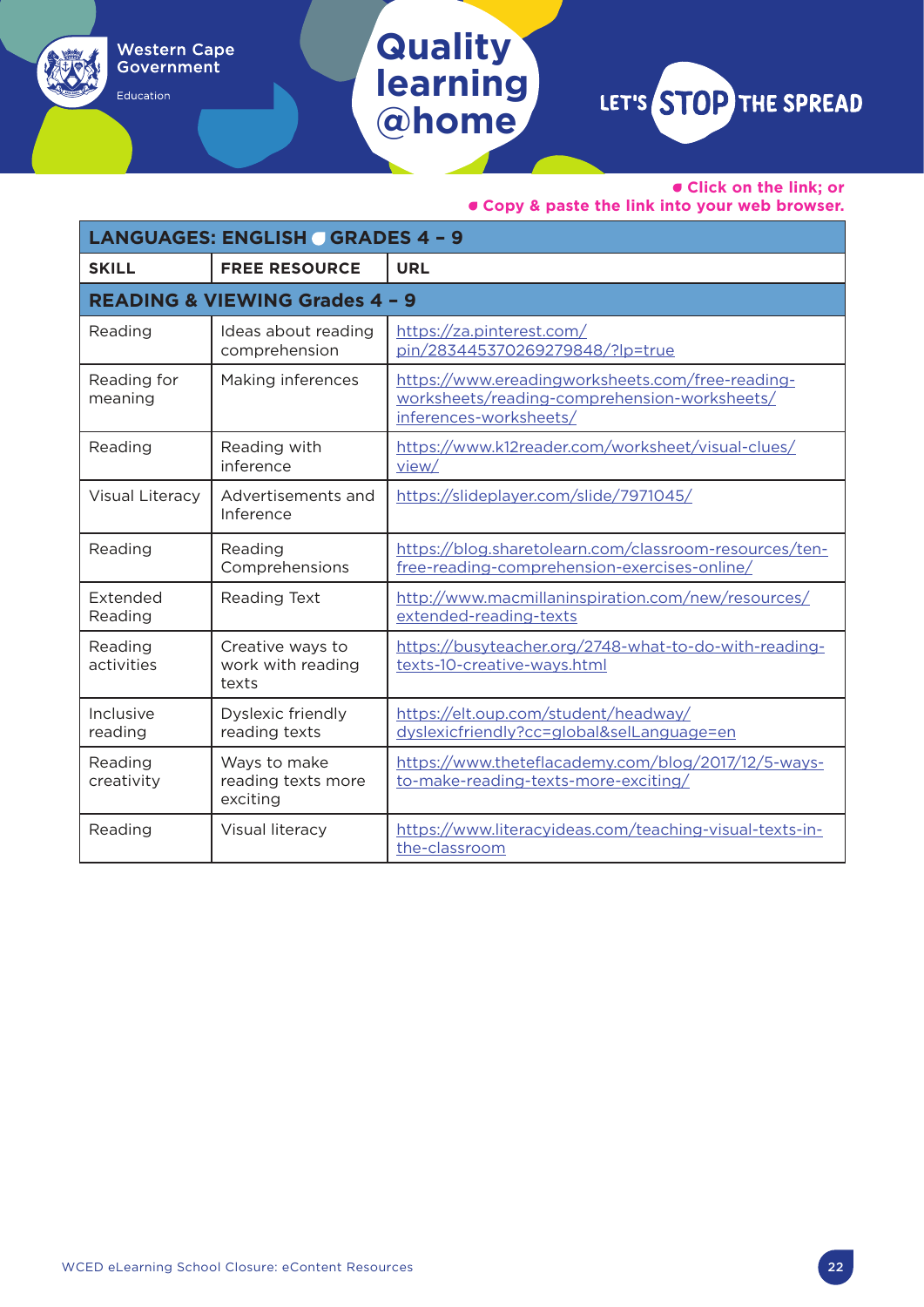- Click on the link; or
- Copy & paste the link into your web browser.

| LANGUAGES: ENGLISH GRADES 4 – 9 | | |
|---|---|---|
| **SKILL** | **FREE RESOURCE** | **URL** |
| **READING & VIEWING Grades 4 – 9** | | |
| Reading | Ideas about reading comprehension | https://za.pinterest.com/pin/283445370269279848/?lp=true |
| Reading for meaning | Making inferences | https://www.ereadingworksheets.com/free-reading-worksheets/reading-comprehension-worksheets/inferences-worksheets/ |
| Reading | Reading with inference | https://www.k12reader.com/worksheet/visual-clues/view/ |
| Visual Literacy | Advertisements and Inference | https://slideplayer.com/slide/7971045/ |
| Reading | Reading Comprehensions | https://blog.sharetolearn.com/classroom-resources/ten-free-reading-comprehension-exercises-online/ |
| Extended Reading | Reading Text | http://www.macmillaninspiration.com/new/resources/extended-reading-texts |
| Reading activities | Creative ways to work with reading texts | https://busyteacher.org/2748-what-to-do-with-reading-texts-10-creative-ways.html |
| Inclusive reading | Dyslexic friendly reading texts | https://elt.oup.com/student/headway/dyslexicfriendly?cc=global&selLanguage=en |
| Reading creativity | Ways to make reading texts more exciting | https://www.theteflacademy.com/blog/2017/12/5-ways-to-make-reading-texts-more-exciting/ |
| Reading | Visual literacy | https://www.literacyideas.com/teaching-visual-texts-in-the-classroom |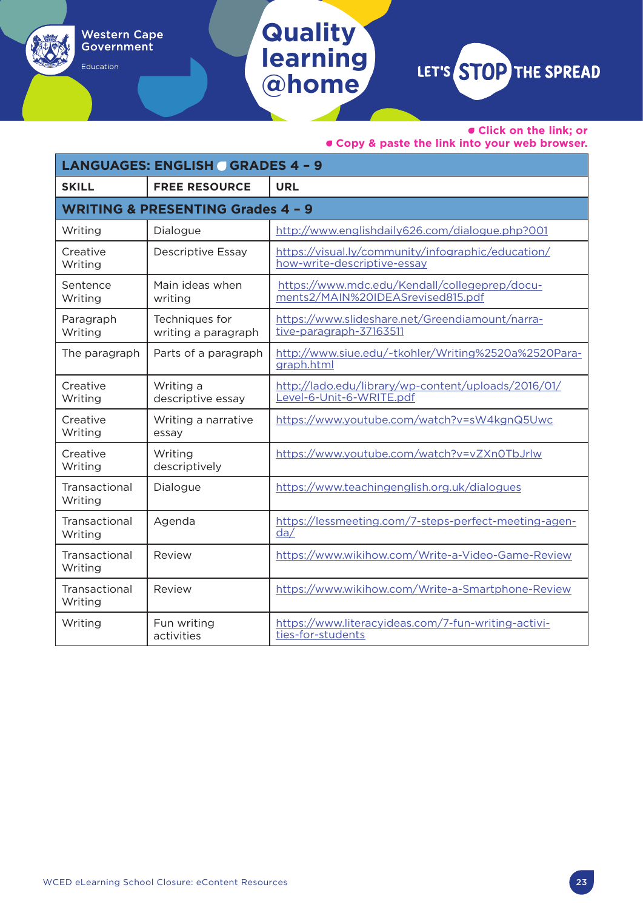- Click on the link; or
- Copy & paste the link into your web browser.

| LANGUAGES: ENGLISH ● GRADES 4 – 9 | | |
|---|---|---|
| **SKILL** | **FREE RESOURCE** | **URL** |
| **WRITING & PRESENTING Grades 4 – 9** | | |
| Writing | Dialogue | http://www.englishdaily626.com/dialogue.php?001 |
| Creative Writing | Descriptive Essay | https://visual.ly/community/infographic/education/how-write-descriptive-essay |
| Sentence Writing | Main ideas when writing | https://www.mdc.edu/Kendall/collegeprep/documents2/MAIN%20IDEASrevised815.pdf |
| Paragraph Writing | Techniques for writing a paragraph | https://www.slideshare.net/Greendiamount/narrative-paragraph-37163511 |
| The paragraph | Parts of a paragraph | http://www.siue.edu/-tkohler/Writing%2520a%2520Paragraph.html |
| Creative Writing | Writing a descriptive essay | http://lado.edu/library/wp-content/uploads/2016/01/Level-6-Unit-6-WRITE.pdf |
| Creative Writing | Writing a narrative essay | https://www.youtube.com/watch?v=sW4kgnQ5Uwc |
| Creative Writing | Writing descriptively | https://www.youtube.com/watch?v=vZXn0TbJrlw |
| Transactional Writing | Dialogue | https://www.teachingenglish.org.uk/dialogues |
| Transactional Writing | Agenda | https://lessmeeting.com/7-steps-perfect-meeting-agenda/ |
| Transactional Writing | Review | https://www.wikihow.com/Write-a-Video-Game-Review |
| Transactional Writing | Review | https://www.wikihow.com/Write-a-Smartphone-Review |
| Writing | Fun writing activities | https://www.literacyideas.com/7-fun-writing-activities-for-students |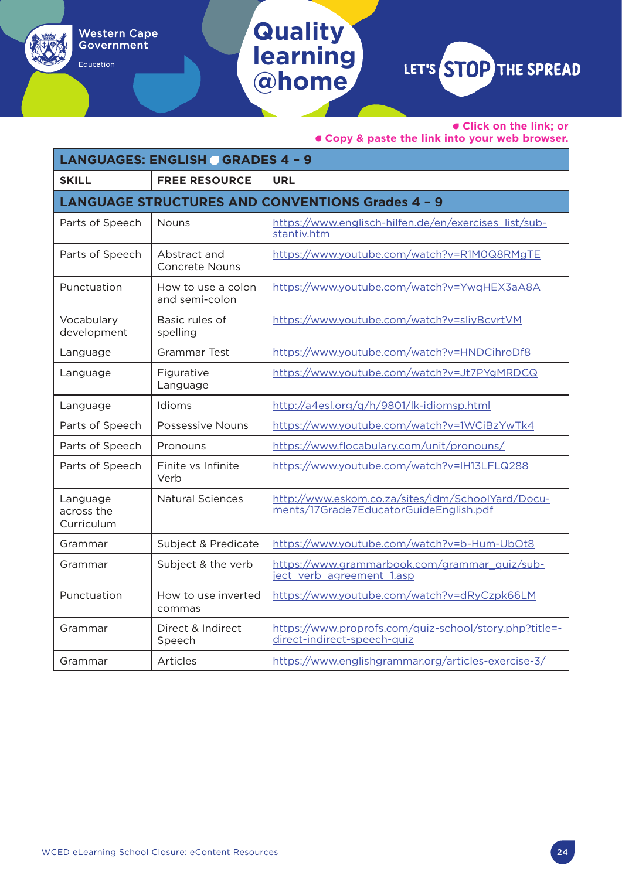- Click on the link; or
- Copy & paste the link into your web browser.

| LANGUAGES: ENGLISH • GRADES 4 – 9 | | |
|---|---|---|
| **SKILL** | **FREE RESOURCE** | **URL** |
| **LANGUAGE STRUCTURES AND CONVENTIONS Grades 4 – 9** | | |
| Parts of Speech | Nouns | https://www.englisch-hilfen.de/en/exercises_list/sub-stantiv.htm |
| Parts of Speech | Abstract and Concrete Nouns | https://www.youtube.com/watch?v=R1M0Q8RMgTE |
| Punctuation | How to use a colon and semi-colon | https://www.youtube.com/watch?v=YwqHEX3aA8A |
| Vocabulary development | Basic rules of spelling | https://www.youtube.com/watch?v=sliyBcvrtVM |
| Language | Grammar Test | https://www.youtube.com/watch?v=HNDCihroDf8 |
| Language | Figurative Language | https://www.youtube.com/watch?v=Jt7PYgMRDCQ |
| Language | Idioms | http://a4esl.org/q/h/9801/lk-idiomsp.html |
| Parts of Speech | Possessive Nouns | https://www.youtube.com/watch?v=1WCiBzYwTk4 |
| Parts of Speech | Pronouns | https://www.flocabulary.com/unit/pronouns/ |
| Parts of Speech | Finite vs Infinite Verb | https://www.youtube.com/watch?v=lH13LFLQ288 |
| Language across the Curriculum | Natural Sciences | http://www.eskom.co.za/sites/idm/SchoolYard/Docu-ments/17Grade7EducatorGuideEnglish.pdf |
| Grammar | Subject & Predicate | https://www.youtube.com/watch?v=b-Hum-UbOt8 |
| Grammar | Subject & the verb | https://www.grammarbook.com/grammar_quiz/sub-ject_verb_agreement_1.asp |
| Punctuation | How to use inverted commas | https://www.youtube.com/watch?v=dRyCzpk66LM |
| Grammar | Direct & Indirect Speech | https://www.proprofs.com/quiz-school/story.php?title=-direct-indirect-speech-quiz |
| Grammar | Articles | https://www.englishgrammar.org/articles-exercise-3/ |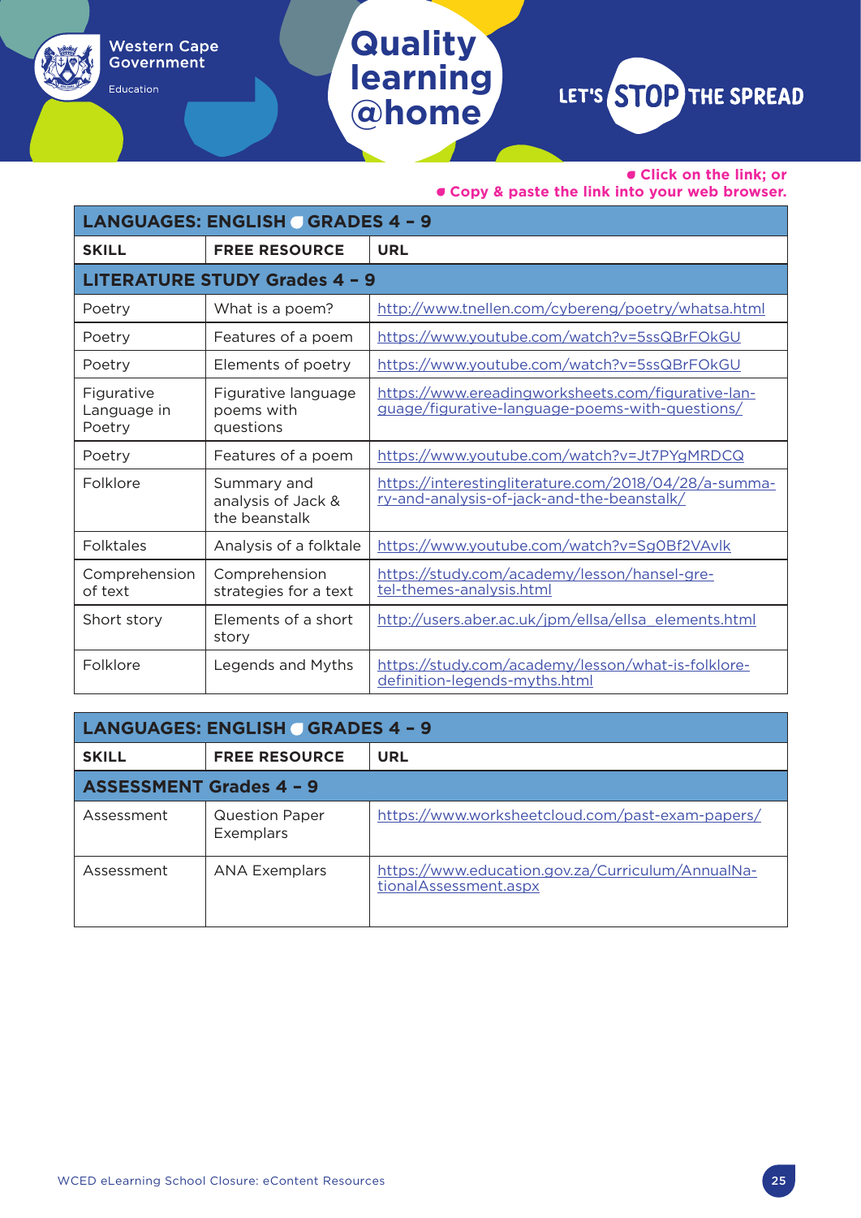- Click on the link; or
- Copy & paste the link into your web browser.

| LANGUAGES: ENGLISH ● GRADES 4 – 9 | | |
|---|---|---|
| **SKILL** | **FREE RESOURCE** | **URL** |
| **LITERATURE STUDY Grades 4 – 9** | | |
| Poetry | What is a poem? | http://www.tnellen.com/cybereng/poetry/whatsa.html |
| Poetry | Features of a poem | https://www.youtube.com/watch?v=5ssQBrFOkGU |
| Poetry | Elements of poetry | https://www.youtube.com/watch?v=5ssQBrFOkGU |
| Figurative Language in Poetry | Figurative language poems with questions | https://www.ereadingworksheets.com/figurative-language/figurative-language-poems-with-questions/ |
| Poetry | Features of a poem | https://www.youtube.com/watch?v=Jt7PYgMRDCQ |
| Folklore | Summary and analysis of Jack & the beanstalk | https://interestingliterature.com/2018/04/28/a-summary-and-analysis-of-jack-and-the-beanstalk/ |
| Folktales | Analysis of a folktale | https://www.youtube.com/watch?v=Sg0Bf2VAvIk |
| Comprehension of text | Comprehension strategies for a text | https://study.com/academy/lesson/hansel-gretel-themes-analysis.html |
| Short story | Elements of a short story | http://users.aber.ac.uk/jpm/ellsa/ellsa_elements.html |
| Folklore | Legends and Myths | https://study.com/academy/lesson/what-is-folklore-definition-legends-myths.html |

| LANGUAGES: ENGLISH ● GRADES 4 – 9 | | |
|---|---|---|
| **SKILL** | **FREE RESOURCE** | **URL** |
| **ASSESSMENT Grades 4 – 9** | | |
| Assessment | Question Paper Exemplars | https://www.worksheetcloud.com/past-exam-papers/ |
| Assessment | ANA Exemplars | https://www.education.gov.za/Curriculum/AnnualNationalAssessment.aspx |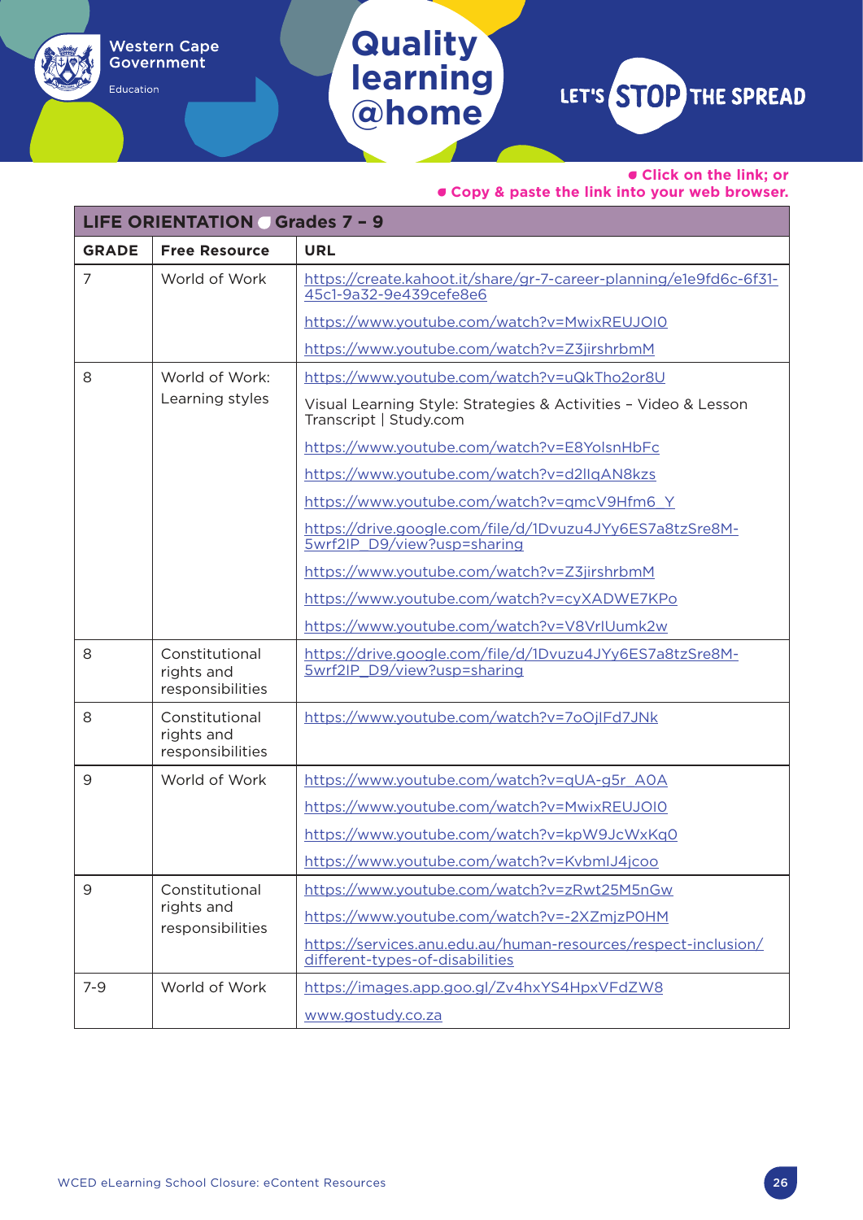- Click on the link; or
- Copy & paste the link into your web browser.

| LIFE ORIENTATION Grades 7 – 9 | | |
|---|---|---|
| **GRADE** | **Free Resource** | **URL** |
| 7 | World of Work | https://create.kahoot.it/share/gr-7-career-planning/e1e9fd6c-6f31-45c1-9a32-9e439cefe8e6 |
| | | https://www.youtube.com/watch?v=MwixREUJOI0 |
| | | https://www.youtube.com/watch?v=Z3jirshrbmM |
| 8 | World of Work: Learning styles | https://www.youtube.com/watch?v=uQkTho2or8U |
| | | Visual Learning Style: Strategies & Activities – Video & Lesson Transcript \| Study.com |
| | | https://www.youtube.com/watch?v=E8YolsnHbFc |
| | | https://www.youtube.com/watch?v=d2lIqAN8kzs |
| | | https://www.youtube.com/watch?v=qmcV9Hfm6_Y |
| | | https://drive.google.com/file/d/1Dvuzu4JYy6ES7a8tzSre8M-5wrf2IP_D9/view?usp=sharing |
| | | https://www.youtube.com/watch?v=Z3jirshrbmM |
| | | https://www.youtube.com/watch?v=cyXADWE7KPo |
| | | https://www.youtube.com/watch?v=V8VrlUumk2w |
| 8 | Constitutional rights and responsibilities | https://drive.google.com/file/d/1Dvuzu4JYy6ES7a8tzSre8M-5wrf2IP_D9/view?usp=sharing |
| 8 | Constitutional rights and responsibilities | https://www.youtube.com/watch?v=7oOjlFd7JNk |
| 9 | World of Work | https://www.youtube.com/watch?v=qUA-g5r_A0A |
| | | https://www.youtube.com/watch?v=MwixREUJOI0 |
| | | https://www.youtube.com/watch?v=kpW9JcWxKq0 |
| | | https://www.youtube.com/watch?v=KvbmlJ4jcoo |
| 9 | Constitutional rights and responsibilities | https://www.youtube.com/watch?v=zRwt25M5nGw |
| | | https://www.youtube.com/watch?v=-2XZmjzP0HM |
| | | https://services.anu.edu.au/human-resources/respect-inclusion/different-types-of-disabilities |
| 7-9 | World of Work | https://images.app.goo.gl/Zv4hxYS4HpxVFdZW8 |
| | | www.gostudy.co.za |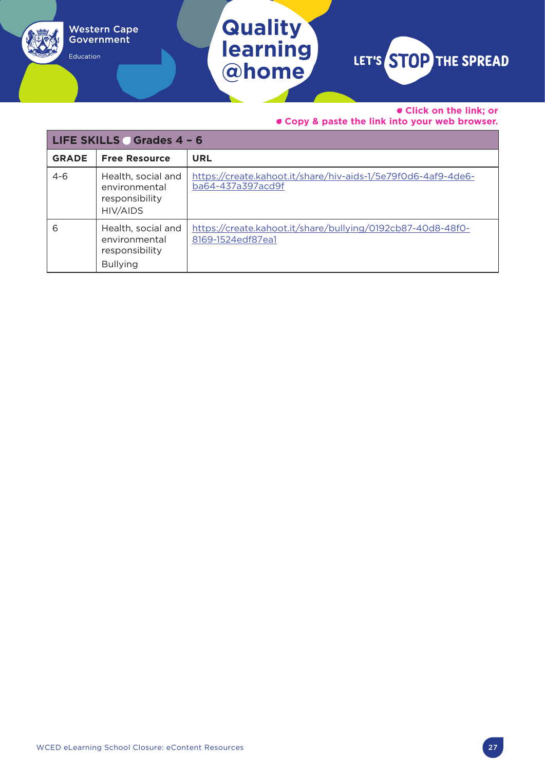- Click on the link; or
- Copy & paste the link into your web browser.

| LIFE SKILLS • Grades 4 – 6 | | |
|---|---|---|
| **GRADE** | **Free Resource** | **URL** |
| 4-6 | Health, social and environmental responsibility HIV/AIDS | https://create.kahoot.it/share/hiv-aids-1/5e79f0d6-4af9-4de6-ba64-437a397acd9f |
| 6 | Health, social and environmental responsibility Bullying | https://create.kahoot.it/share/bullying/0192cb87-40d8-48f0-8169-1524edf87ea1 |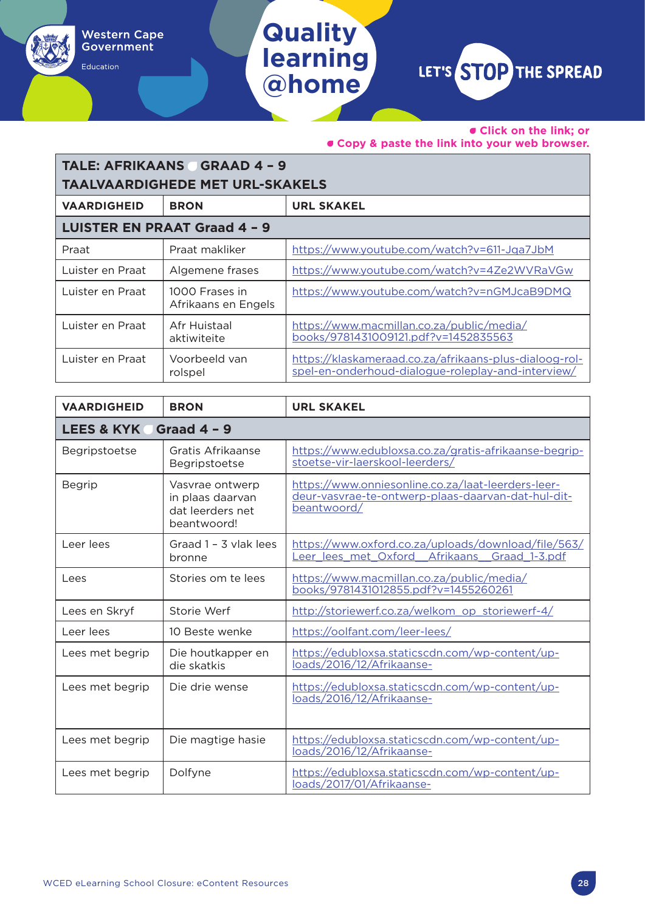- Click on the link; or
- Copy & paste the link into your web browser.

| TALE: AFRIKAANS ◦ GRAAD 4 – 9<br>TAALVAARDIGHEDE MET URL-SKAKELS | | |
|---|---|---|
| **VAARDIGHEID** | **BRON** | **URL SKAKEL** |
| **LUISTER EN PRAAT Graad 4 – 9** | | |
| Praat | Praat makliker | https://www.youtube.com/watch?v=611-Jqa7JbM |
| Luister en Praat | Algemene frases | https://www.youtube.com/watch?v=4Ze2WVRaVGw |
| Luister en Praat | 1000 Frases in Afrikaans en Engels | https://www.youtube.com/watch?v=nGMJcaB9DMQ |
| Luister en Praat | Afr Huistaal aktiwiteite | https://www.macmillan.co.za/public/media/books/9781431009121.pdf?v=1452835563 |
| Luister en Praat | Voorbeeld van rolspel | https://klaskameraad.co.za/afrikaans-plus-dialoog-rol-spel-en-onderhoud-dialogue-roleplay-and-interview/ |

| VAARDIGHEID | BRON | URL SKAKEL |
|---|---|---|
| **LEES & KYK ◦ Graad 4 – 9** | | |
| Begripstoetse | Gratis Afrikaanse Begripstoetse | https://www.edubloxsa.co.za/gratis-afrikaanse-begrip-stoetse-vir-laerskool-leerders/ |
| Begrip | Vasvrae ontwerp in plaas daarvan dat leerders net beantwoord! | https://www.onniesonline.co.za/laat-leerders-leer-deur-vasvrae-te-ontwerp-plaas-daarvan-dat-hul-dit-beantwoord/ |
| Leer lees | Graad 1 – 3 vlak lees bronne | https://www.oxford.co.za/uploads/download/file/563/Leer_lees_met_Oxford__Afrikaans__Graad_1-3.pdf |
| Lees | Stories om te lees | https://www.macmillan.co.za/public/media/books/9781431012855.pdf?v=1455260261 |
| Lees en Skryf | Storie Werf | http://storiewerf.co.za/welkom_op_storiewerf-4/ |
| Leer lees | 10 Beste wenke | https://oolfant.com/leer-lees/ |
| Lees met begrip | Die houtkapper en die skatkis | https://edubloxsa.staticscdn.com/wp-content/uploads/2016/12/Afrikaanse- |
| Lees met begrip | Die drie wense | https://edubloxsa.staticscdn.com/wp-content/uploads/2016/12/Afrikaanse- |
| Lees met begrip | Die magtige hasie | https://edubloxsa.staticscdn.com/wp-content/uploads/2016/12/Afrikaanse- |
| Lees met begrip | Dolfyne | https://edubloxsa.staticscdn.com/wp-content/uploads/2017/01/Afrikaanse- |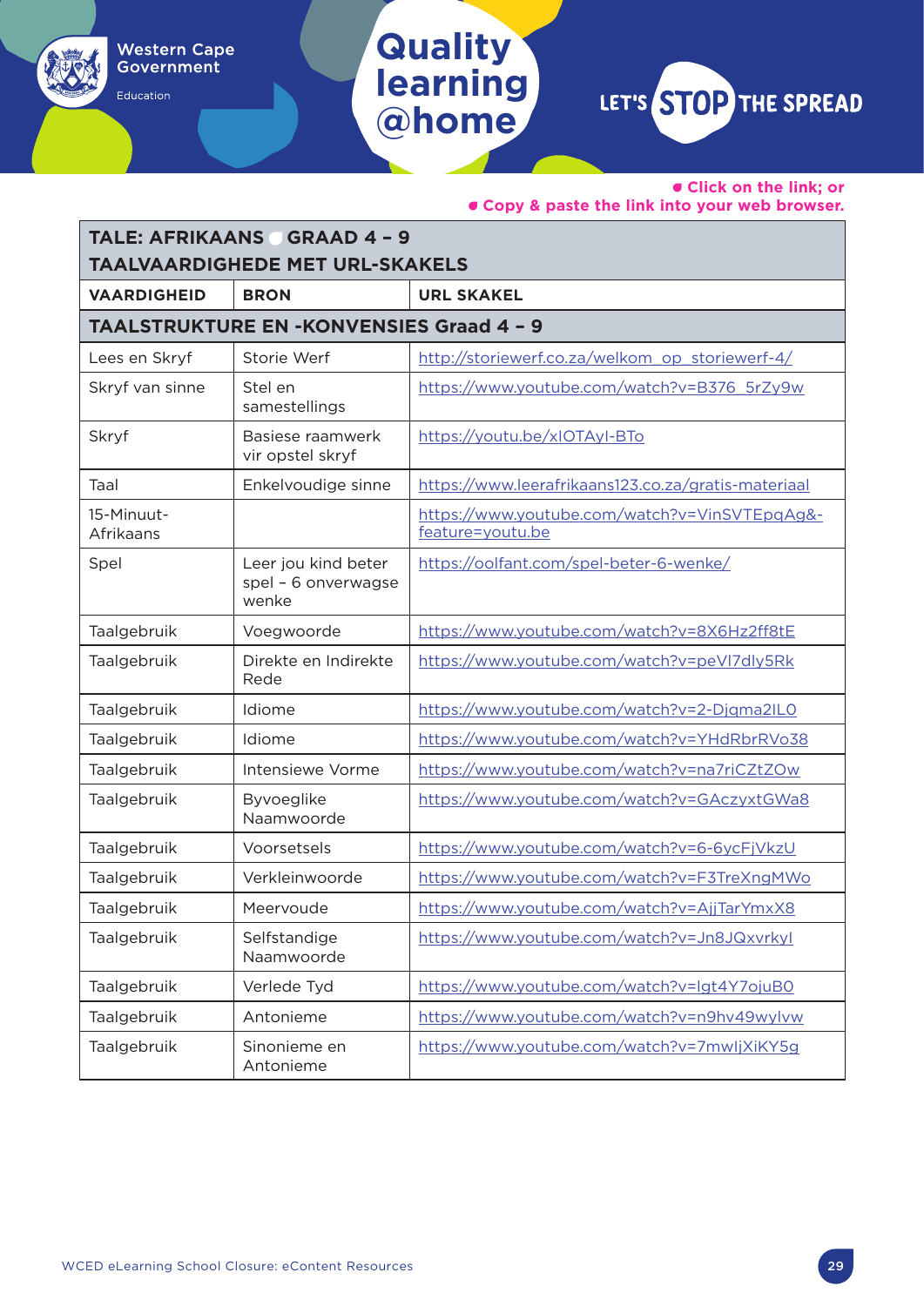- Click on the link; or
- Copy & paste the link into your web browser.

| TALE: AFRIKAANS ● GRAAD 4 – 9<br>TAALVAARDIGHEDE MET URL-SKAKELS | | |
|---|---|---|
| **VAARDIGHEID** | **BRON** | **URL SKAKEL** |
| **TAALSTRUKTURE EN -KONVENSIES Graad 4 – 9** | | |
| Lees en Skryf | Storie Werf | http://storiewerf.co.za/welkom_op_storiewerf-4/ |
| Skryf van sinne | Stel en samestellings | https://www.youtube.com/watch?v=B376_5rZy9w |
| Skryf | Basiese raamwerk vir opstel skryf | https://youtu.be/xIOTAyl-BTo |
| Taal | Enkelvoudige sinne | https://www.leerafrikaans123.co.za/gratis-materiaal |
| 15-Minuut-Afrikaans | | https://www.youtube.com/watch?v=VinSVTEpqAg&-feature=youtu.be |
| Spel | Leer jou kind beter spel – 6 onverwagse wenke | https://oolfant.com/spel-beter-6-wenke/ |
| Taalgebruik | Voegwoorde | https://www.youtube.com/watch?v=8X6Hz2ff8tE |
| Taalgebruik | Direkte en Indirekte Rede | https://www.youtube.com/watch?v=peVl7dly5Rk |
| Taalgebruik | Idiome | https://www.youtube.com/watch?v=2-Djqma2IL0 |
| Taalgebruik | Idiome | https://www.youtube.com/watch?v=YHdRbrRVo38 |
| Taalgebruik | Intensiewe Vorme | https://www.youtube.com/watch?v=na7riCZtZOw |
| Taalgebruik | Byvoeglike Naamwoorde | https://www.youtube.com/watch?v=GAczyxtGWa8 |
| Taalgebruik | Voorsetsels | https://www.youtube.com/watch?v=6-6ycFjVkzU |
| Taalgebruik | Verkleinwoorde | https://www.youtube.com/watch?v=F3TreXngMWo |
| Taalgebruik | Meervoude | https://www.youtube.com/watch?v=AjjTarYmxX8 |
| Taalgebruik | Selfstandige Naamwoorde | https://www.youtube.com/watch?v=Jn8JQxvrkyl |
| Taalgebruik | Verlede Tyd | https://www.youtube.com/watch?v=Igt4Y7ojuB0 |
| Taalgebruik | Antonieme | https://www.youtube.com/watch?v=n9hv49wylvw |
| Taalgebruik | Sinonieme en Antonieme | https://www.youtube.com/watch?v=7mwIjXiKY5g |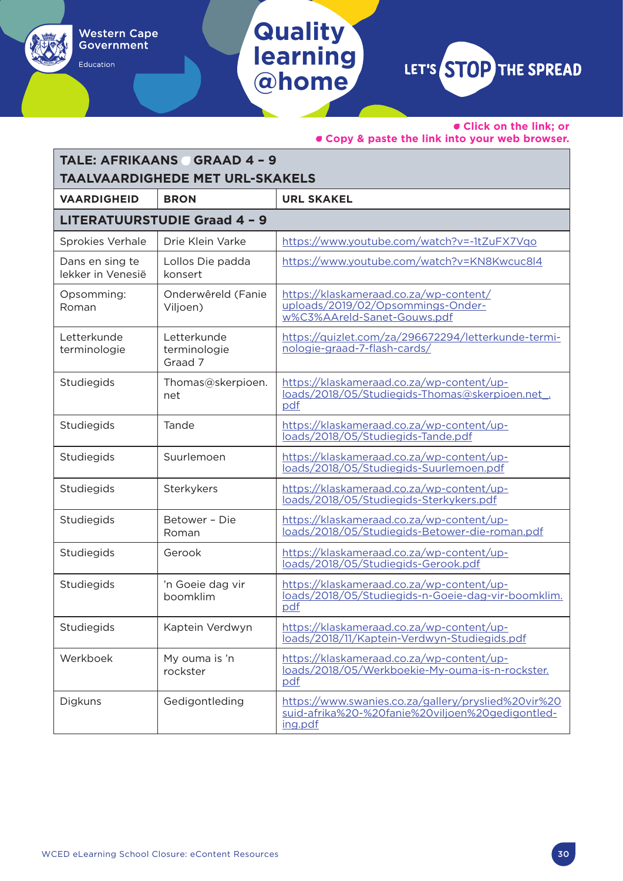- Click on the link; or
- Copy & paste the link into your web browser.

| TALE: AFRIKAANS GRAAD 4 – 9<br>TAALVAARDIGHEDE MET URL-SKAKELS | | |
|---|---|---|
| **VAARDIGHEID** | **BRON** | **URL SKAKEL** |
| **LITERATUURSTUDIE Graad 4 – 9** | | |
| Sprokies Verhale | Drie Klein Varke | https://www.youtube.com/watch?v=-1tZuFX7Vqo |
| Dans en sing te lekker in Venesië | Lollos Die padda konsert | https://www.youtube.com/watch?v=KN8Kwcuc8I4 |
| Opsomming: Roman | Onderwêreld (Fanie Viljoen) | https://klaskameraad.co.za/wp-content/uploads/2019/02/Opsommings-Onder-w%C3%AAreld-Sanet-Gouws.pdf |
| Letterkunde terminologie | Letterkunde terminologie Graad 7 | https://quizlet.com/za/296672294/letterkunde-termi-nologie-graad-7-flash-cards/ |
| Studiegids | Thomas@skerpioen.net | https://klaskameraad.co.za/wp-content/uploads/2018/05/Studiegids-Thomas@skerpioen.net_.pdf |
| Studiegids | Tande | https://klaskameraad.co.za/wp-content/uploads/2018/05/Studiegids-Tande.pdf |
| Studiegids | Suurlemoen | https://klaskameraad.co.za/wp-content/uploads/2018/05/Studiegids-Suurlemoen.pdf |
| Studiegids | Sterkykers | https://klaskameraad.co.za/wp-content/uploads/2018/05/Studiegids-Sterkykers.pdf |
| Studiegids | Betower – Die Roman | https://klaskameraad.co.za/wp-content/uploads/2018/05/Studiegids-Betower-die-roman.pdf |
| Studiegids | Gerook | https://klaskameraad.co.za/wp-content/uploads/2018/05/Studiegids-Gerook.pdf |
| Studiegids | 'n Goeie dag vir boomklim | https://klaskameraad.co.za/wp-content/uploads/2018/05/Studiegids-n-Goeie-dag-vir-boomklim.pdf |
| Studiegids | Kaptein Verdwyn | https://klaskameraad.co.za/wp-content/uploads/2018/11/Kaptein-Verdwyn-Studiegids.pdf |
| Werkboek | My ouma is 'n rockster | https://klaskameraad.co.za/wp-content/uploads/2018/05/Werkboekie-My-ouma-is-n-rockster.pdf |
| Digkuns | Gedigontleding | https://www.swanies.co.za/gallery/pryslied%20vir%20suid-afrika%20-%20fanie%20viljoen%20gedigontled-ing.pdf |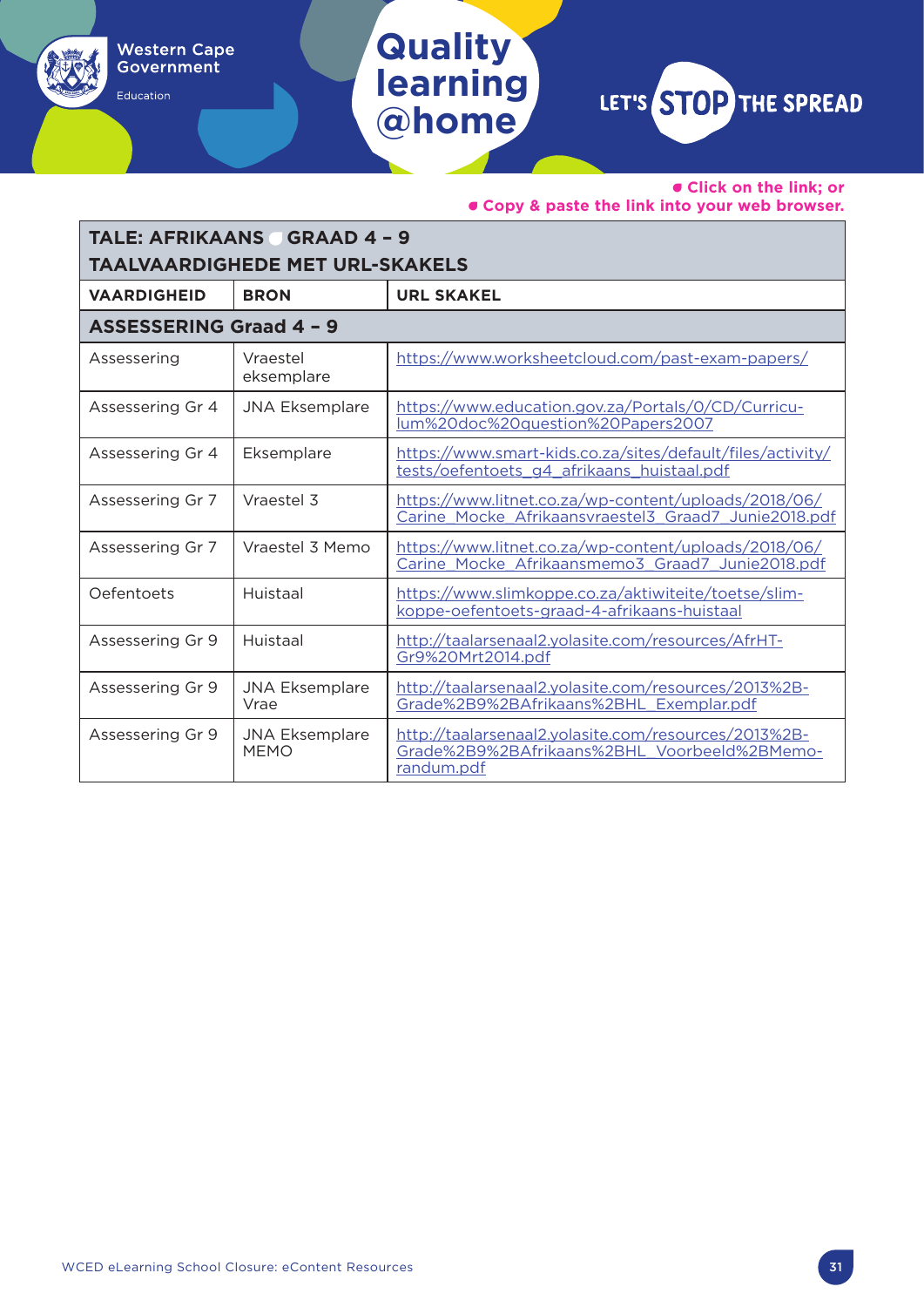- Click on the link; or
- Copy & paste the link into your web browser.

| TALE: AFRIKAANS GRAAD 4 – 9 TAALVAARDIGHEDE MET URL-SKAKELS | | |
|---|---|---|
| **VAARDIGHEID** | **BRON** | **URL SKAKEL** |
| **ASSESSERING Graad 4 – 9** | | |
| Assessering | Vraestel eksemplare | https://www.worksheetcloud.com/past-exam-papers/ |
| Assessering Gr 4 | JNA Eksemplare | https://www.education.gov.za/Portals/0/CD/Curriculum%20doc%20question%20Papers2007 |
| Assessering Gr 4 | Eksemplare | https://www.smart-kids.co.za/sites/default/files/activity/tests/oefentoets_g4_afrikaans_huistaal.pdf |
| Assessering Gr 7 | Vraestel 3 | https://www.litnet.co.za/wp-content/uploads/2018/06/Carine_Mocke_Afrikaansvraestel3_Graad7_Junie2018.pdf |
| Assessering Gr 7 | Vraestel 3 Memo | https://www.litnet.co.za/wp-content/uploads/2018/06/Carine_Mocke_Afrikaansmemo3_Graad7_Junie2018.pdf |
| Oefentoets | Huistaal | https://www.slimkoppe.co.za/aktiwiteite/toetse/slimkoppe-oefentoets-graad-4-afrikaans-huistaal |
| Assessering Gr 9 | Huistaal | http://taalarsenaal2.yolasite.com/resources/AfrHT-Gr9%20Mrt2014.pdf |
| Assessering Gr 9 | JNA Eksemplare Vrae | http://taalarsenaal2.yolasite.com/resources/2013%2BGrade%2B9%2BAfrikaans%2BHL_Exemplar.pdf |
| Assessering Gr 9 | JNA Eksemplare MEMO | http://taalarsenaal2.yolasite.com/resources/2013%2BGrade%2B9%2BAfrikaans%2BHL_Voorbeeld%2BMemorandum.pdf |